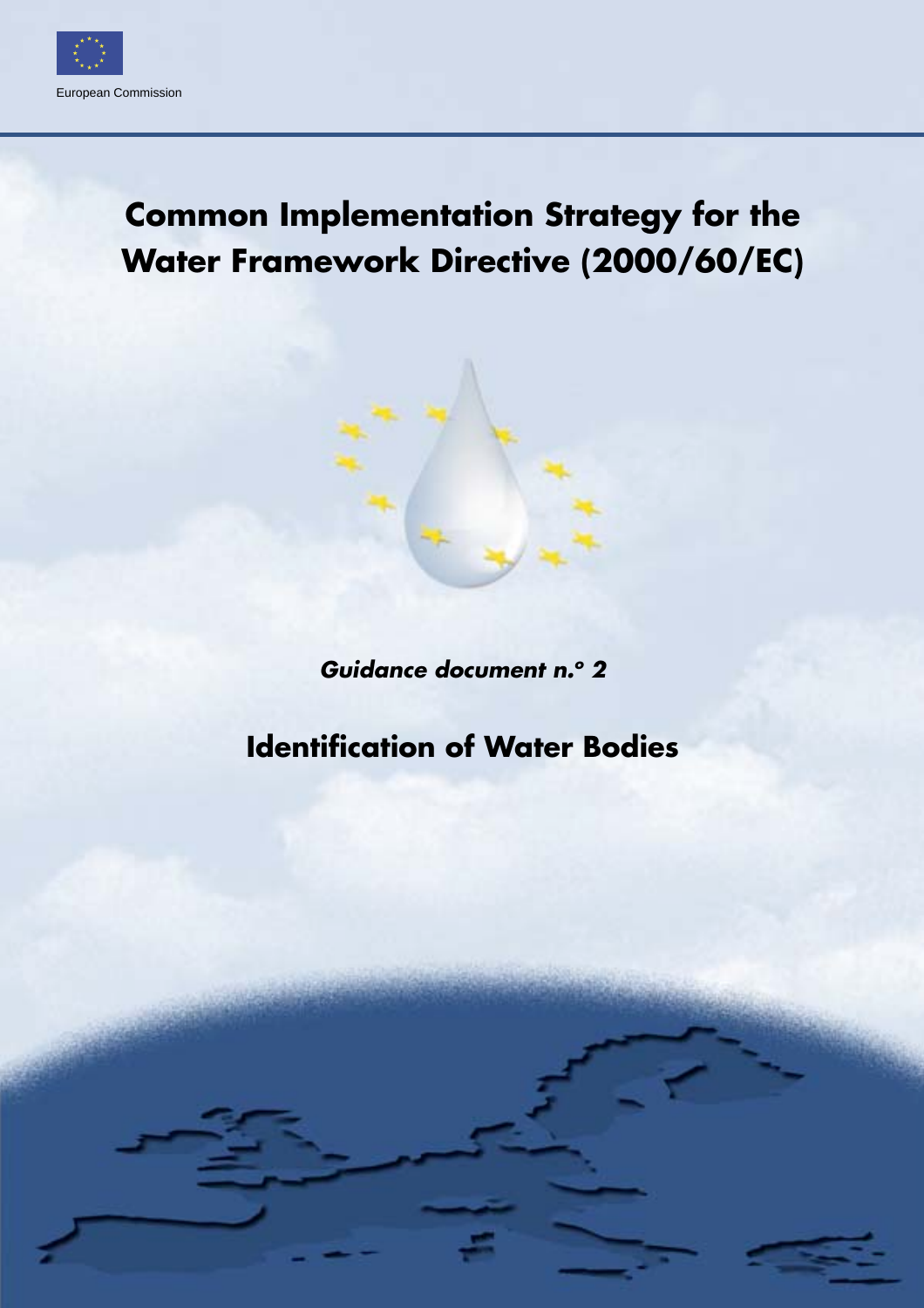European Commission

# Common Implementation Strategy for the Water Framework Directive (2000/60/EC)

***Guidance document n.º 2***

## Identification of Water Bodies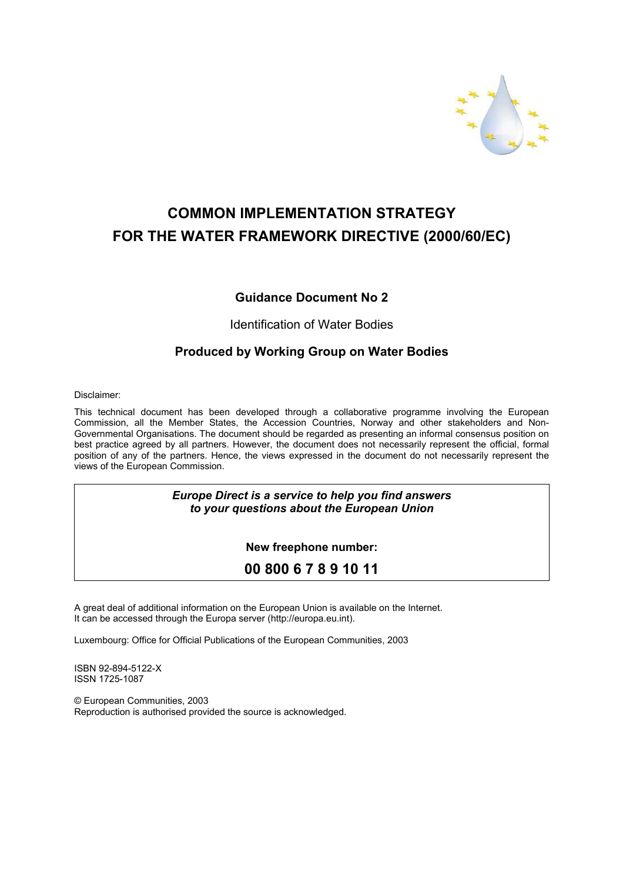# COMMON IMPLEMENTATION STRATEGY FOR THE WATER FRAMEWORK DIRECTIVE (2000/60/EC)

## Guidance Document No 2

Identification of Water Bodies

### Produced by Working Group on Water Bodies

Disclaimer:

This technical document has been developed through a collaborative programme involving the European Commission, all the Member States, the Accession Countries, Norway and other stakeholders and Non-Governmental Organisations. The document should be regarded as presenting an informal consensus position on best practice agreed by all partners. However, the document does not necessarily represent the official, formal position of any of the partners. Hence, the views expressed in the document do not necessarily represent the views of the European Commission.

***Europe Direct is a service to help you find answers to your questions about the European Union***

**New freephone number:**

**00 800 6 7 8 9 10 11**

A great deal of additional information on the European Union is available on the Internet. It can be accessed through the Europa server (http://europa.eu.int).

Luxembourg: Office for Official Publications of the European Communities, 2003

ISBN 92-894-5122-X
ISSN 1725-1087

© European Communities, 2003
Reproduction is authorised provided the source is acknowledged.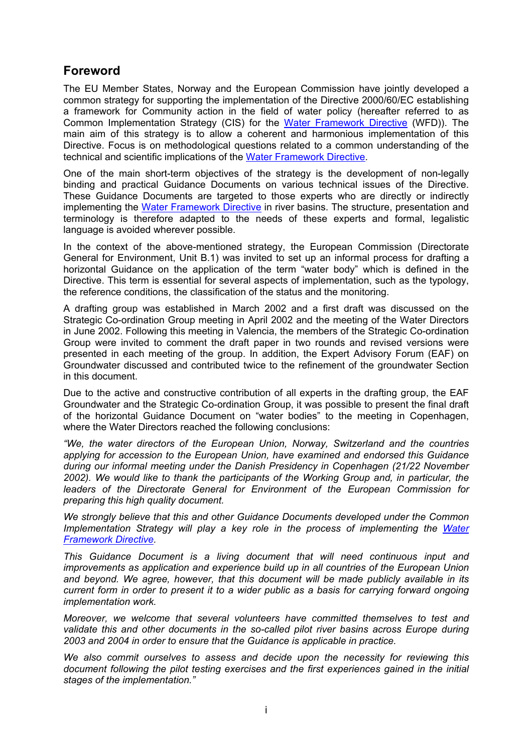## Foreword

The EU Member States, Norway and the European Commission have jointly developed a common strategy for supporting the implementation of the Directive 2000/60/EC establishing a framework for Community action in the field of water policy (hereafter referred to as Common Implementation Strategy (CIS) for the Water Framework Directive (WFD)). The main aim of this strategy is to allow a coherent and harmonious implementation of this Directive. Focus is on methodological questions related to a common understanding of the technical and scientific implications of the Water Framework Directive.

One of the main short-term objectives of the strategy is the development of non-legally binding and practical Guidance Documents on various technical issues of the Directive. These Guidance Documents are targeted to those experts who are directly or indirectly implementing the Water Framework Directive in river basins. The structure, presentation and terminology is therefore adapted to the needs of these experts and formal, legalistic language is avoided wherever possible.

In the context of the above-mentioned strategy, the European Commission (Directorate General for Environment, Unit B.1) was invited to set up an informal process for drafting a horizontal Guidance on the application of the term "water body" which is defined in the Directive. This term is essential for several aspects of implementation, such as the typology, the reference conditions, the classification of the status and the monitoring.

A drafting group was established in March 2002 and a first draft was discussed on the Strategic Co-ordination Group meeting in April 2002 and the meeting of the Water Directors in June 2002. Following this meeting in Valencia, the members of the Strategic Co-ordination Group were invited to comment the draft paper in two rounds and revised versions were presented in each meeting of the group. In addition, the Expert Advisory Forum (EAF) on Groundwater discussed and contributed twice to the refinement of the groundwater Section in this document.

Due to the active and constructive contribution of all experts in the drafting group, the EAF Groundwater and the Strategic Co-ordination Group, it was possible to present the final draft of the horizontal Guidance Document on "water bodies" to the meeting in Copenhagen, where the Water Directors reached the following conclusions:

*"We, the water directors of the European Union, Norway, Switzerland and the countries applying for accession to the European Union, have examined and endorsed this Guidance during our informal meeting under the Danish Presidency in Copenhagen (21/22 November 2002). We would like to thank the participants of the Working Group and, in particular, the leaders of the Directorate General for Environment of the European Commission for preparing this high quality document.*

*We strongly believe that this and other Guidance Documents developed under the Common Implementation Strategy will play a key role in the process of implementing the Water Framework Directive.*

*This Guidance Document is a living document that will need continuous input and improvements as application and experience build up in all countries of the European Union and beyond. We agree, however, that this document will be made publicly available in its current form in order to present it to a wider public as a basis for carrying forward ongoing implementation work.*

*Moreover, we welcome that several volunteers have committed themselves to test and validate this and other documents in the so-called pilot river basins across Europe during 2003 and 2004 in order to ensure that the Guidance is applicable in practice.*

*We also commit ourselves to assess and decide upon the necessity for reviewing this document following the pilot testing exercises and the first experiences gained in the initial stages of the implementation."*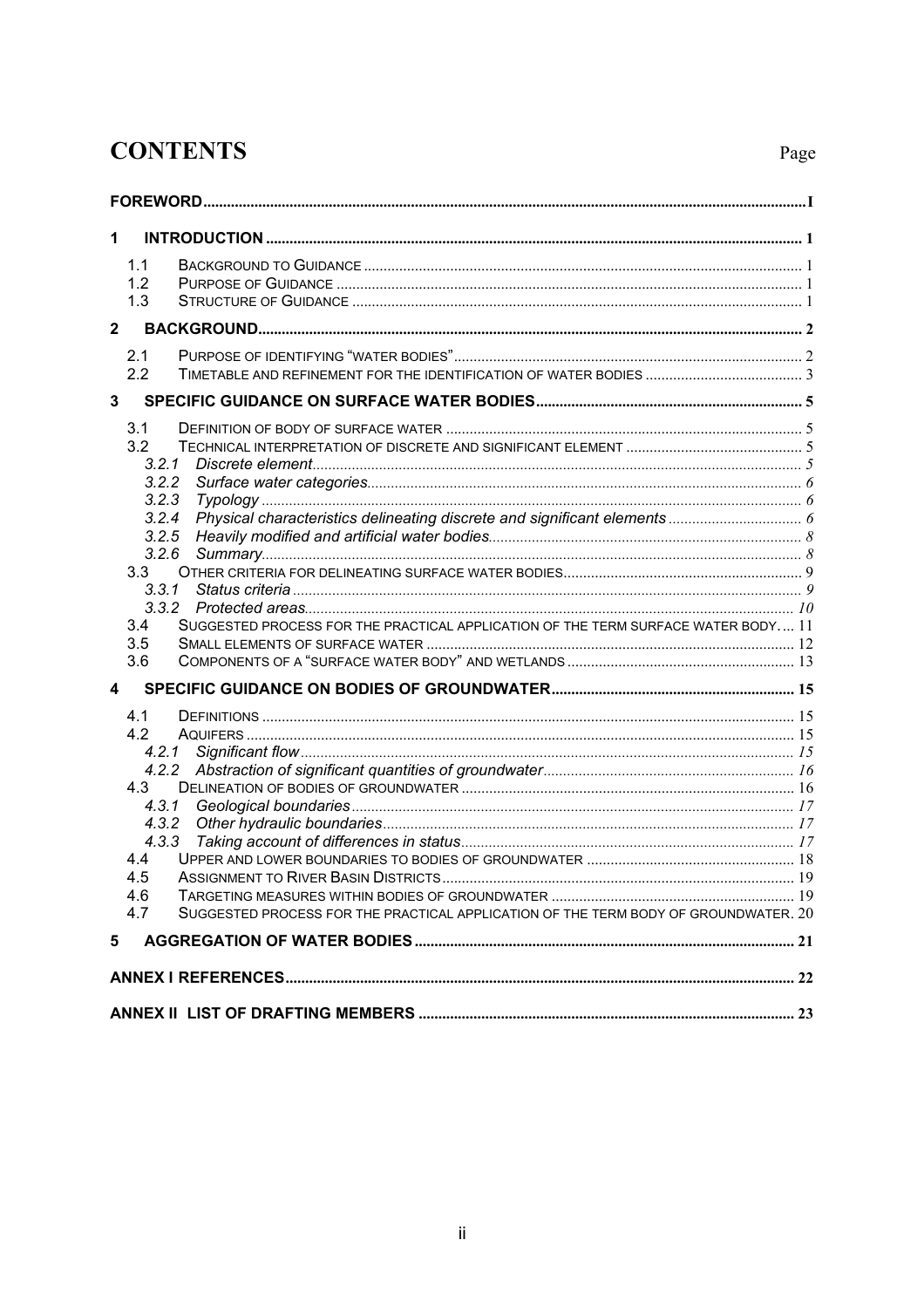# CONTENTS

Page

| | |
|---|---|
| **FOREWORD** | **I** |
| **1 INTRODUCTION** | **1** |
| 1.1 Background to Guidance | 1 |
| 1.2 Purpose of Guidance | 1 |
| 1.3 Structure of Guidance | 1 |
| **2 BACKGROUND** | **2** |
| 2.1 Purpose of identifying “water bodies” | 2 |
| 2.2 Timetable and refinement for the identification of water bodies | 3 |
| **3 SPECIFIC GUIDANCE ON SURFACE WATER BODIES** | **5** |
| 3.1 Definition of body of surface water | 5 |
| 3.2 Technical interpretation of discrete and significant element | 5 |
| *3.2.1 Discrete element* | *5* |
| *3.2.2 Surface water categories* | *6* |
| *3.2.3 Typology* | *6* |
| *3.2.4 Physical characteristics delineating discrete and significant elements* | *6* |
| *3.2.5 Heavily modified and artificial water bodies* | *8* |
| *3.2.6 Summary* | *8* |
| 3.3 Other criteria for delineating surface water bodies | 9 |
| *3.3.1 Status criteria* | *9* |
| *3.3.2 Protected areas* | *10* |
| 3.4 Suggested process for the practical application of the term surface water body | 11 |
| 3.5 Small elements of surface water | 12 |
| 3.6 Components of a “surface water body” and wetlands | 13 |
| **4 SPECIFIC GUIDANCE ON BODIES OF GROUNDWATER** | **15** |
| 4.1 Definitions | 15 |
| 4.2 Aquifers | 15 |
| *4.2.1 Significant flow* | *15* |
| *4.2.2 Abstraction of significant quantities of groundwater* | *16* |
| 4.3 Delineation of bodies of groundwater | 16 |
| *4.3.1 Geological boundaries* | *17* |
| *4.3.2 Other hydraulic boundaries* | *17* |
| *4.3.3 Taking account of differences in status* | *17* |
| 4.4 Upper and lower boundaries to bodies of groundwater | 18 |
| 4.5 Assignment to River Basin Districts | 19 |
| 4.6 Targeting measures within bodies of groundwater | 19 |
| 4.7 Suggested process for the practical application of the term body of groundwater | 20 |
| **5 AGGREGATION OF WATER BODIES** | **21** |
| **ANNEX I REFERENCES** | **22** |
| **ANNEX II LIST OF DRAFTING MEMBERS** | **23** |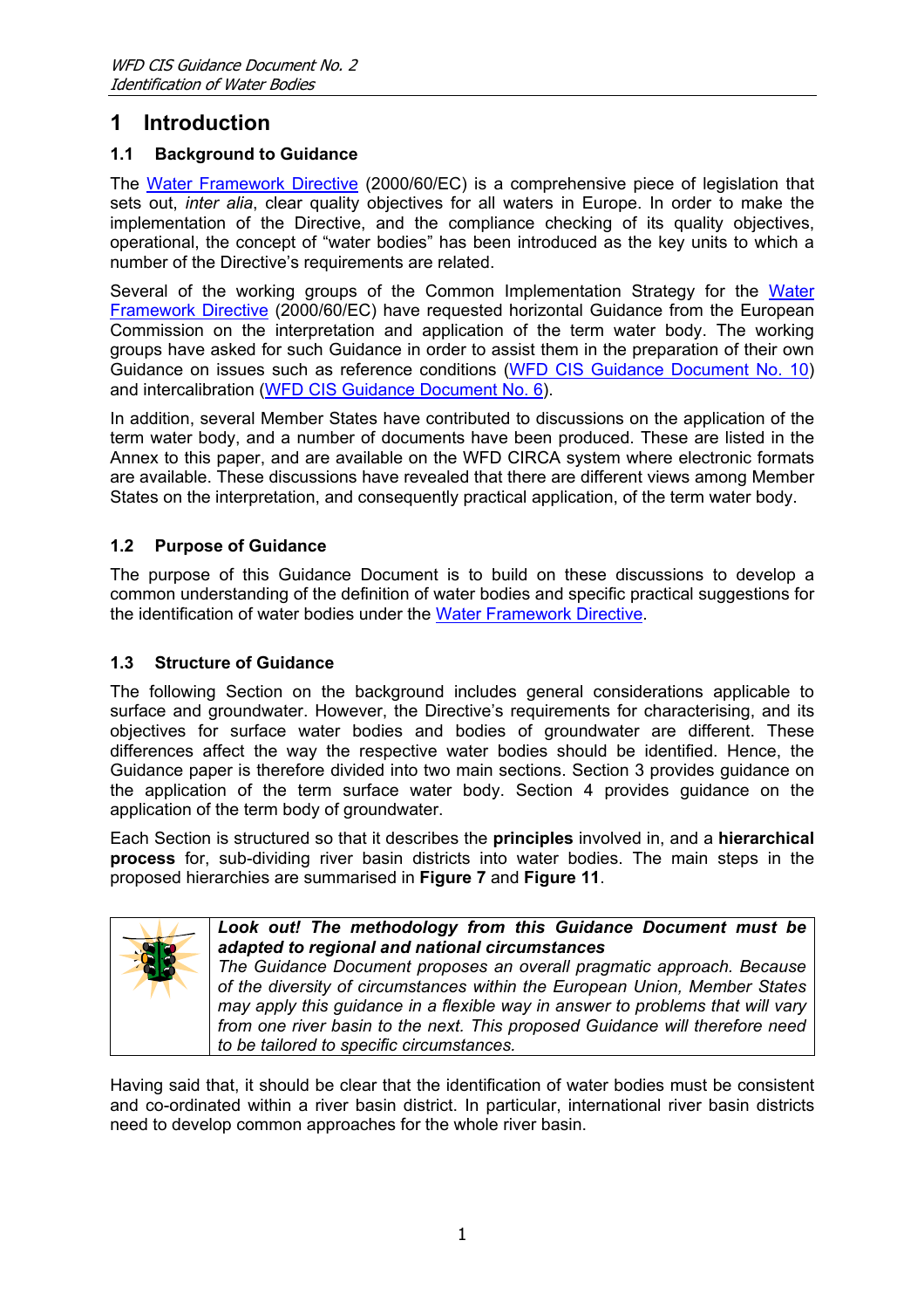# 1 Introduction

## 1.1 Background to Guidance

The Water Framework Directive (2000/60/EC) is a comprehensive piece of legislation that sets out, *inter alia*, clear quality objectives for all waters in Europe. In order to make the implementation of the Directive, and the compliance checking of its quality objectives, operational, the concept of "water bodies" has been introduced as the key units to which a number of the Directive's requirements are related.

Several of the working groups of the Common Implementation Strategy for the Water Framework Directive (2000/60/EC) have requested horizontal Guidance from the European Commission on the interpretation and application of the term water body. The working groups have asked for such Guidance in order to assist them in the preparation of their own Guidance on issues such as reference conditions (WFD CIS Guidance Document No. 10) and intercalibration (WFD CIS Guidance Document No. 6).

In addition, several Member States have contributed to discussions on the application of the term water body, and a number of documents have been produced. These are listed in the Annex to this paper, and are available on the WFD CIRCA system where electronic formats are available. These discussions have revealed that there are different views among Member States on the interpretation, and consequently practical application, of the term water body.

## 1.2 Purpose of Guidance

The purpose of this Guidance Document is to build on these discussions to develop a common understanding of the definition of water bodies and specific practical suggestions for the identification of water bodies under the Water Framework Directive.

## 1.3 Structure of Guidance

The following Section on the background includes general considerations applicable to surface and groundwater. However, the Directive's requirements for characterising, and its objectives for surface water bodies and bodies of groundwater are different. These differences affect the way the respective water bodies should be identified. Hence, the Guidance paper is therefore divided into two main sections. Section 3 provides guidance on the application of the term surface water body. Section 4 provides guidance on the application of the term body of groundwater.

Each Section is structured so that it describes the **principles** involved in, and a **hierarchical process** for, sub-dividing river basin districts into water bodies. The main steps in the proposed hierarchies are summarised in **Figure 7** and **Figure 11**.

***Look out! The methodology from this Guidance Document must be adapted to regional and national circumstances***

*The Guidance Document proposes an overall pragmatic approach. Because of the diversity of circumstances within the European Union, Member States may apply this guidance in a flexible way in answer to problems that will vary from one river basin to the next. This proposed Guidance will therefore need to be tailored to specific circumstances.*

Having said that, it should be clear that the identification of water bodies must be consistent and co-ordinated within a river basin district. In particular, international river basin districts need to develop common approaches for the whole river basin.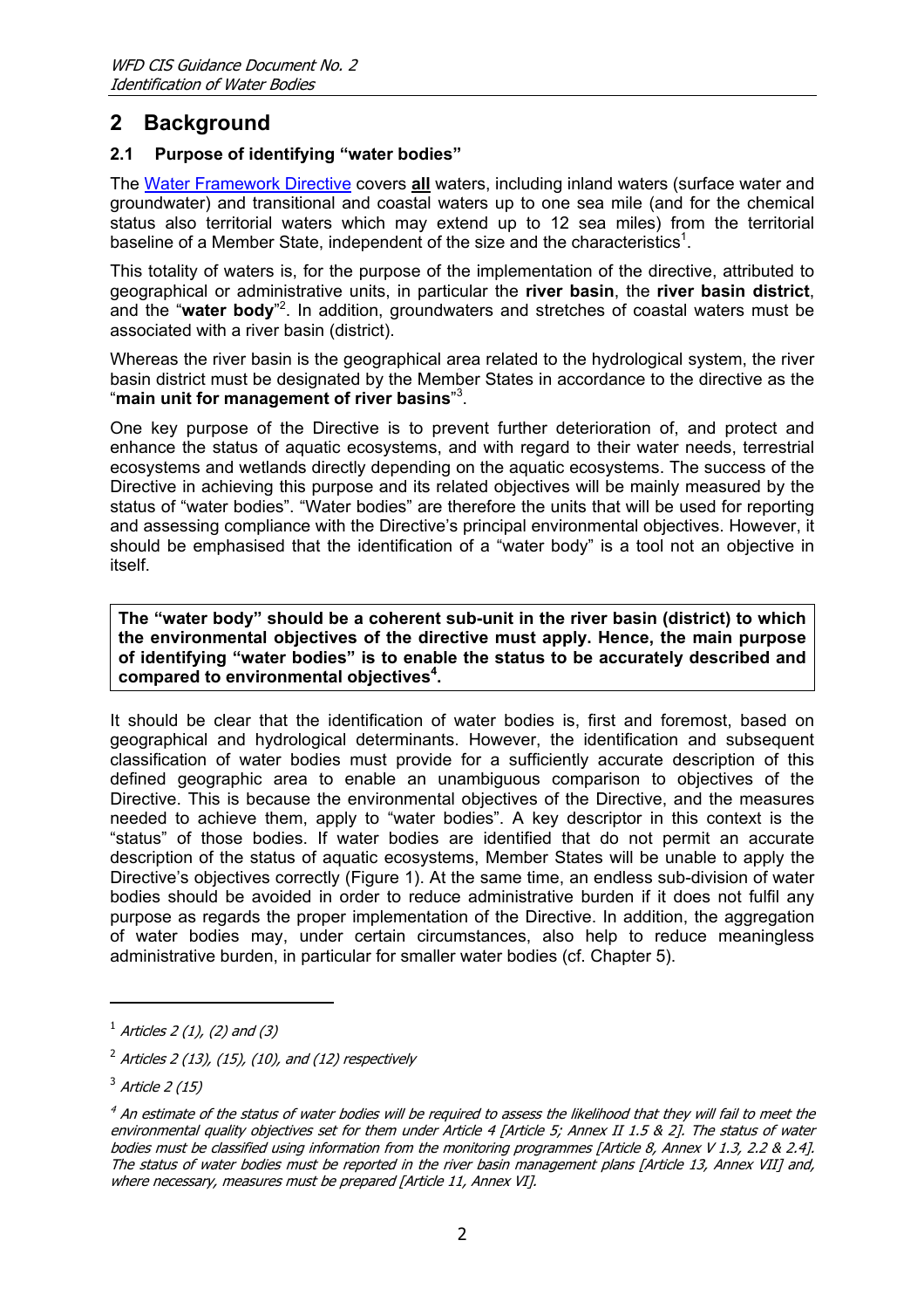## 2 Background

### 2.1 Purpose of identifying "water bodies"

The Water Framework Directive covers **all** waters, including inland waters (surface water and groundwater) and transitional and coastal waters up to one sea mile (and for the chemical status also territorial waters which may extend up to 12 sea miles) from the territorial baseline of a Member State, independent of the size and the characteristics[1].

This totality of waters is, for the purpose of the implementation of the directive, attributed to geographical or administrative units, in particular the **river basin**, the **river basin district**, and the "**water body**"[2]. In addition, groundwaters and stretches of coastal waters must be associated with a river basin (district).

Whereas the river basin is the geographical area related to the hydrological system, the river basin district must be designated by the Member States in accordance to the directive as the "**main unit for management of river basins**"[3].

One key purpose of the Directive is to prevent further deterioration of, and protect and enhance the status of aquatic ecosystems, and with regard to their water needs, terrestrial ecosystems and wetlands directly depending on the aquatic ecosystems. The success of the Directive in achieving this purpose and its related objectives will be mainly measured by the status of "water bodies". "Water bodies" are therefore the units that will be used for reporting and assessing compliance with the Directive's principal environmental objectives. However, it should be emphasised that the identification of a "water body" is a tool not an objective in itself.

**The "water body" should be a coherent sub-unit in the river basin (district) to which the environmental objectives of the directive must apply. Hence, the main purpose of identifying "water bodies" is to enable the status to be accurately described and compared to environmental objectives[4].**

It should be clear that the identification of water bodies is, first and foremost, based on geographical and hydrological determinants. However, the identification and subsequent classification of water bodies must provide for a sufficiently accurate description of this defined geographic area to enable an unambiguous comparison to objectives of the Directive. This is because the environmental objectives of the Directive, and the measures needed to achieve them, apply to "water bodies". A key descriptor in this context is the "status" of those bodies. If water bodies are identified that do not permit an accurate description of the status of aquatic ecosystems, Member States will be unable to apply the Directive's objectives correctly (Figure 1). At the same time, an endless sub-division of water bodies should be avoided in order to reduce administrative burden if it does not fulfil any purpose as regards the proper implementation of the Directive. In addition, the aggregation of water bodies may, under certain circumstances, also help to reduce meaningless administrative burden, in particular for smaller water bodies (cf. Chapter 5).

---

[1] *Articles 2 (1), (2) and (3)*

[2] *Articles 2 (13), (15), (10), and (12) respectively*

[3] *Article 2 (15)*

[4] *An estimate of the status of water bodies will be required to assess the likelihood that they will fail to meet the environmental quality objectives set for them under Article 4 [Article 5; Annex II 1.5 & 2]. The status of water bodies must be classified using information from the monitoring programmes [Article 8, Annex V 1.3, 2.2 & 2.4]. The status of water bodies must be reported in the river basin management plans [Article 13, Annex VII] and, where necessary, measures must be prepared [Article 11, Annex VI].*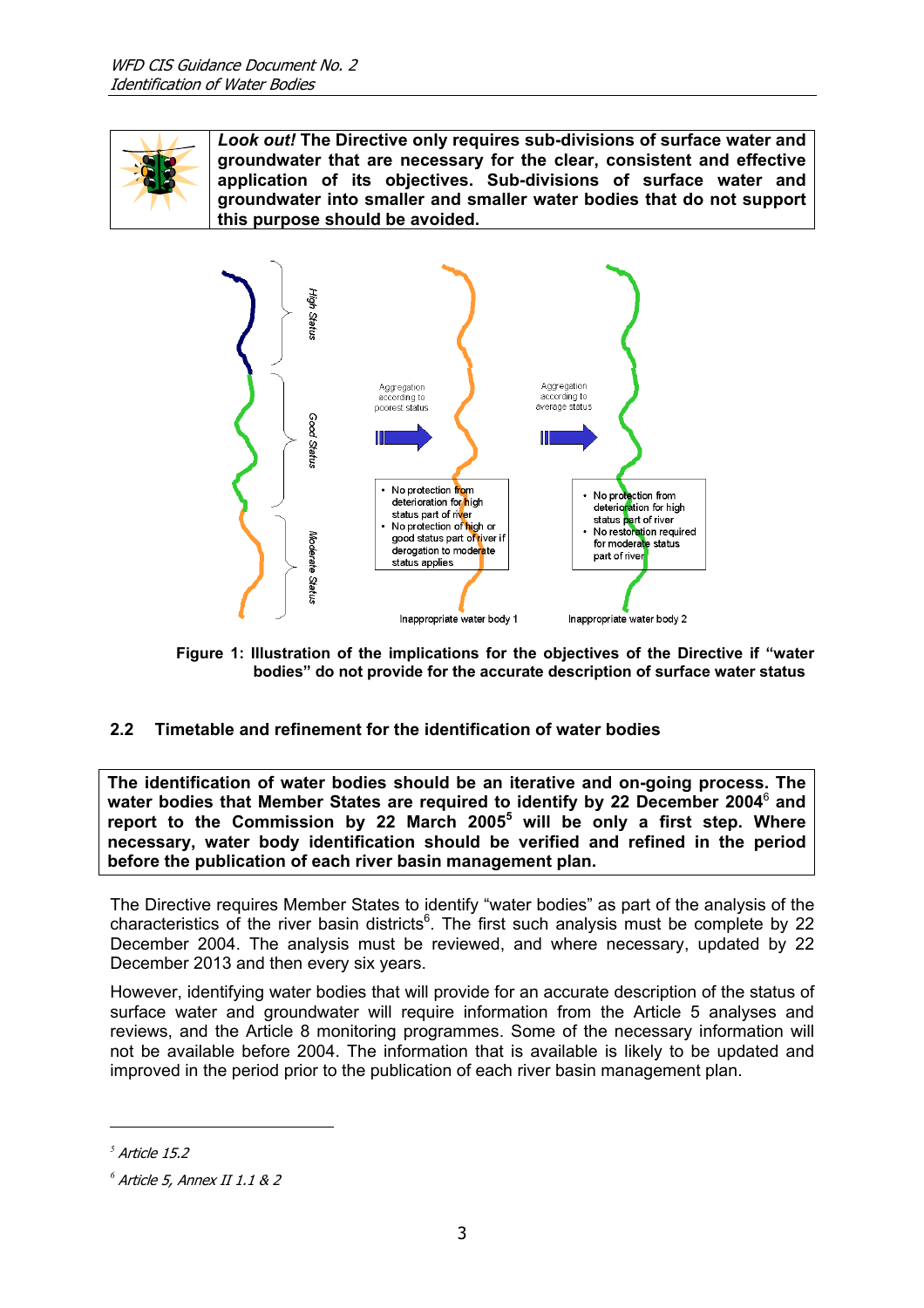**_Look out!_ The Directive only requires sub-divisions of surface water and groundwater that are necessary for the clear, consistent and effective application of its objectives. Sub-divisions of surface water and groundwater into smaller and smaller water bodies that do not support this purpose should be avoided.**

High Status

Good Status

Moderate Status

Aggregation according to poorest status

Aggregation according to average status

- No protection from deterioration for high status part of river
- No protection of high or good status part of river if derogation to moderate status applies

- No protection from deterioration for high status part of river
- No restoration required for moderate status part of river

Inappropriate water body 1

Inappropriate water body 2

**Figure 1: Illustration of the implications for the objectives of the Directive if "water bodies" do not provide for the accurate description of surface water status**

## 2.2 Timetable and refinement for the identification of water bodies

**The identification of water bodies should be an iterative and on-going process. The water bodies that Member States are required to identify by 22 December 2004[6] and report to the Commission by 22 March 2005[5] will be only a first step. Where necessary, water body identification should be verified and refined in the period before the publication of each river basin management plan.**

The Directive requires Member States to identify "water bodies" as part of the analysis of the characteristics of the river basin districts[6]. The first such analysis must be complete by 22 December 2004. The analysis must be reviewed, and where necessary, updated by 22 December 2013 and then every six years.

However, identifying water bodies that will provide for an accurate description of the status of surface water and groundwater will require information from the Article 5 analyses and reviews, and the Article 8 monitoring programmes. Some of the necessary information will not be available before 2004. The information that is available is likely to be updated and improved in the period prior to the publication of each river basin management plan.

---

[5] _Article 15.2_

[6] _Article 5, Annex II 1.1 & 2_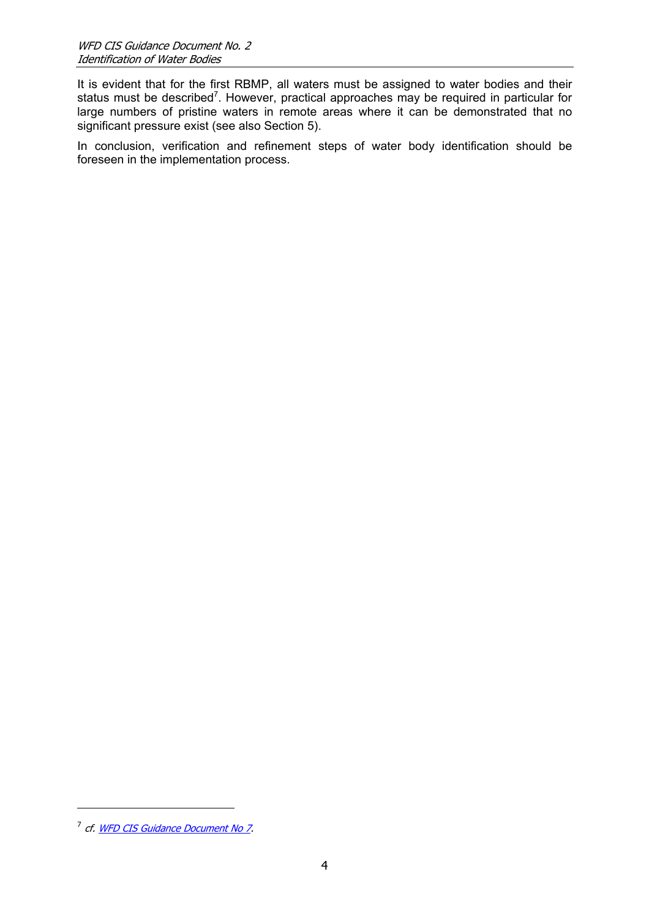It is evident that for the first RBMP, all waters must be assigned to water bodies and their status must be described[7]. However, practical approaches may be required in particular for large numbers of pristine waters in remote areas where it can be demonstrated that no significant pressure exist (see also Section 5).

In conclusion, verification and refinement steps of water body identification should be foreseen in the implementation process.

---

[7] *cf.* *WFD CIS Guidance Document No 7*.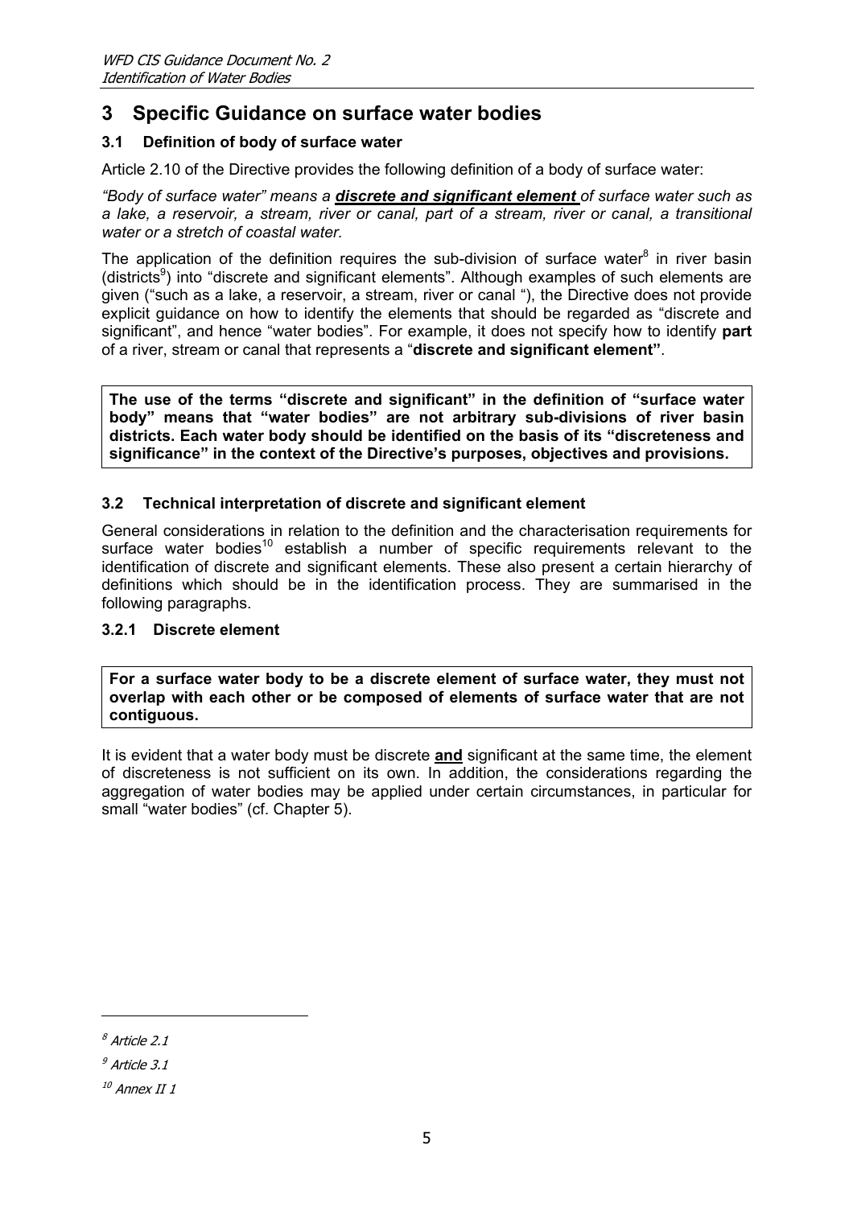# 3 Specific Guidance on surface water bodies

## 3.1 Definition of body of surface water

Article 2.10 of the Directive provides the following definition of a body of surface water:

*"Body of surface water" means a **discrete and significant element** of surface water such as a lake, a reservoir, a stream, river or canal, part of a stream, river or canal, a transitional water or a stretch of coastal water.*

The application of the definition requires the sub-division of surface water[8] in river basin (districts[9]) into "discrete and significant elements". Although examples of such elements are given ("such as a lake, a reservoir, a stream, river or canal "), the Directive does not provide explicit guidance on how to identify the elements that should be regarded as "discrete and significant", and hence "water bodies". For example, it does not specify how to identify **part** of a river, stream or canal that represents a "**discrete and significant element"**.

**The use of the terms "discrete and significant" in the definition of "surface water body" means that "water bodies" are not arbitrary sub-divisions of river basin districts. Each water body should be identified on the basis of its "discreteness and significance" in the context of the Directive's purposes, objectives and provisions.**

## 3.2 Technical interpretation of discrete and significant element

General considerations in relation to the definition and the characterisation requirements for surface water bodies[10] establish a number of specific requirements relevant to the identification of discrete and significant elements. These also present a certain hierarchy of definitions which should be in the identification process. They are summarised in the following paragraphs.

### 3.2.1 Discrete element

**For a surface water body to be a discrete element of surface water, they must not overlap with each other or be composed of elements of surface water that are not contiguous.**

It is evident that a water body must be discrete **and** significant at the same time, the element of discreteness is not sufficient on its own. In addition, the considerations regarding the aggregation of water bodies may be applied under certain circumstances, in particular for small "water bodies" (cf. Chapter 5).

---

[8] *Article 2.1*

[9] *Article 3.1*

[10] *Annex II 1*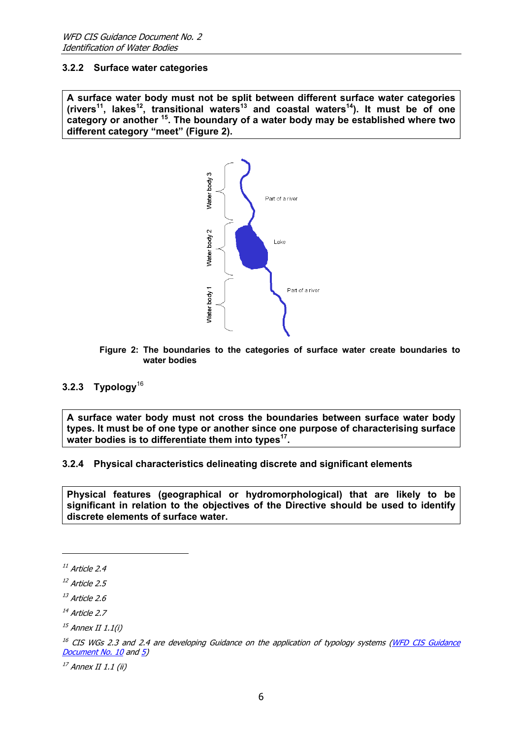### 3.2.2 Surface water categories

**A surface water body must not be split between different surface water categories (rivers[11], lakes[12], transitional waters[13] and coastal waters[14]). It must be of one category or another [15]. The boundary of a water body may be established where two different category "meet" (Figure 2).**

**Figure 2: The boundaries to the categories of surface water create boundaries to water bodies**

### 3.2.3 Typology[16]

**A surface water body must not cross the boundaries between surface water body types. It must be of one type or another since one purpose of characterising surface water bodies is to differentiate them into types[17].**

### 3.2.4 Physical characteristics delineating discrete and significant elements

**Physical features (geographical or hydromorphological) that are likely to be significant in relation to the objectives of the Directive should be used to identify discrete elements of surface water.**

---

[11] *Article 2.4*

[12] *Article 2.5*

[13] *Article 2.6*

[14] *Article 2.7*

[15] *Annex II 1.1(i)*

[16] *CIS WGs 2.3 and 2.4 are developing Guidance on the application of typology systems (WFD CIS Guidance Document No. 10 and 5)*

[17] *Annex II 1.1 (ii)*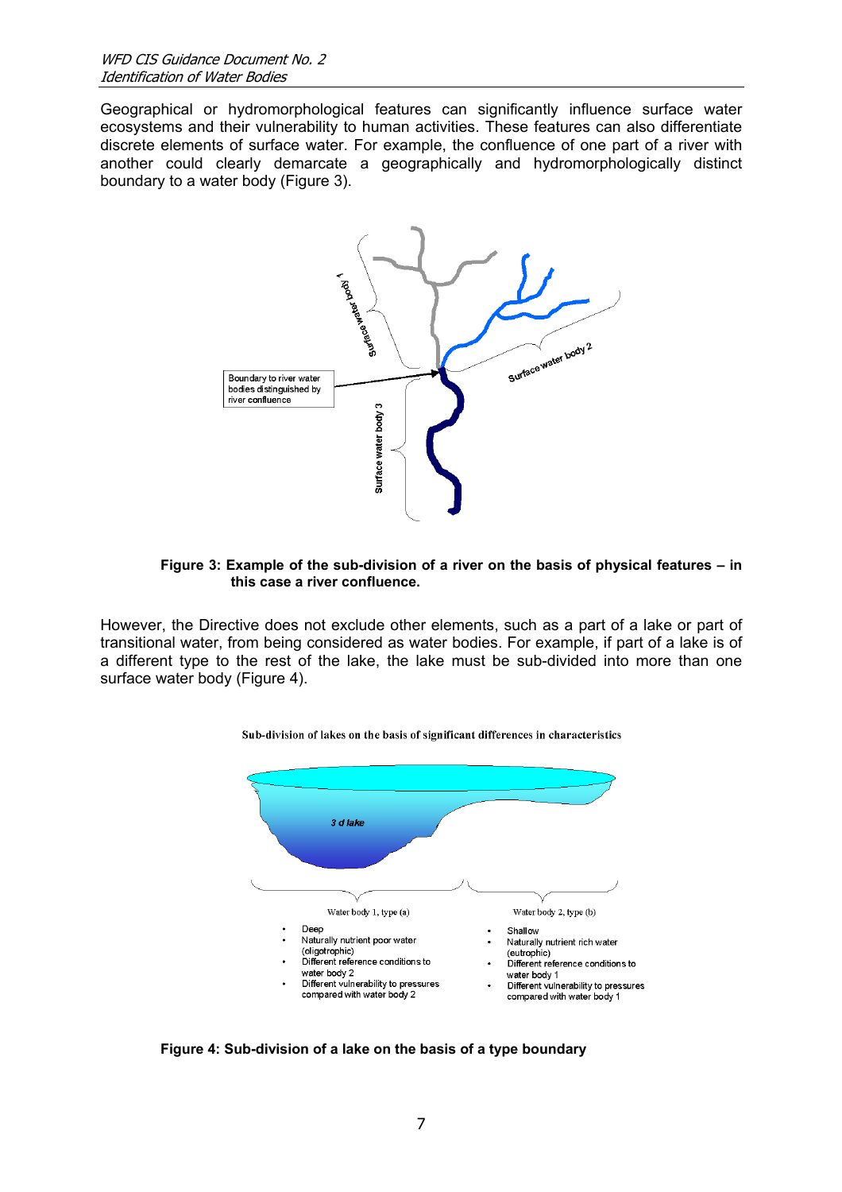Geographical or hydromorphological features can significantly influence surface water ecosystems and their vulnerability to human activities. These features can also differentiate discrete elements of surface water. For example, the confluence of one part of a river with another could clearly demarcate a geographically and hydromorphologically distinct boundary to a water body (Figure 3).

Boundary to river water bodies distinguished by river confluence

Surface water body 1

Surface water body 2

Surface water body 3

**Figure 3: Example of the sub-division of a river on the basis of physical features – in this case a river confluence.**

However, the Directive does not exclude other elements, such as a part of a lake or part of transitional water, from being considered as water bodies. For example, if part of a lake is of a different type to the rest of the lake, the lake must be sub-divided into more than one surface water body (Figure 4).

Sub-division of lakes on the basis of significant differences in characteristics

3 d lake

Water body 1, type (a)

- Deep
- Naturally nutrient poor water (oligotrophic)
- Different reference conditions to water body 2
- Different vulnerability to pressures compared with water body 2

Water body 2, type (b)

- Shallow
- Naturally nutrient rich water (eutrophic)
- Different reference conditions to water body 1
- Different vulnerability to pressures compared with water body 1

**Figure 4: Sub-division of a lake on the basis of a type boundary**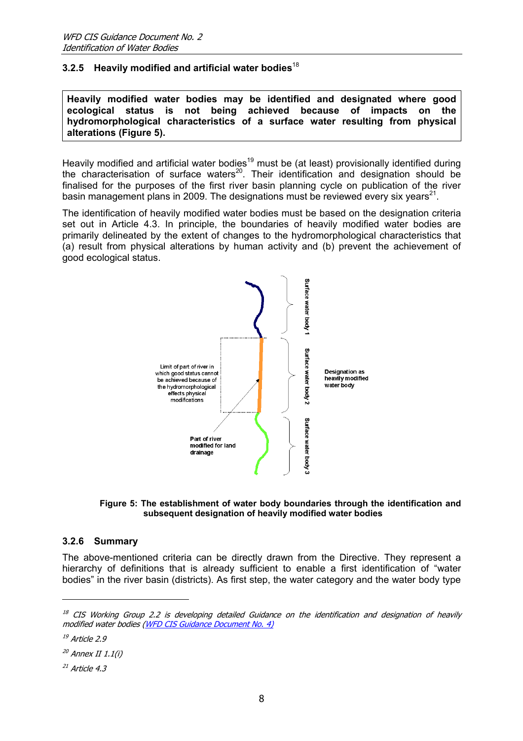### 3.2.5 Heavily modified and artificial water bodies[18]

**Heavily modified water bodies may be identified and designated where good ecological status is not being achieved because of impacts on the hydromorphological characteristics of a surface water resulting from physical alterations (Figure 5).**

Heavily modified and artificial water bodies[19] must be (at least) provisionally identified during the characterisation of surface waters[20]. Their identification and designation should be finalised for the purposes of the first river basin planning cycle on publication of the river basin management plans in 2009. The designations must be reviewed every six years[21].

The identification of heavily modified water bodies must be based on the designation criteria set out in Article 4.3. In principle, the boundaries of heavily modified water bodies are primarily delineated by the extent of changes to the hydromorphological characteristics that (a) result from physical alterations by human activity and (b) prevent the achievement of good ecological status.

Surface water body 1

Surface water body 2

Surface water body 3

Limit of part of river in which good status cannot be achieved because of the hydromorphological effects physical modifications

Designation as heavily modified water body

Part of river modified for land drainage

**Figure 5: The establishment of water body boundaries through the identification and subsequent designation of heavily modified water bodies**

### 3.2.6 Summary

The above-mentioned criteria can be directly drawn from the Directive. They represent a hierarchy of definitions that is already sufficient to enable a first identification of "water bodies" in the river basin (districts). As first step, the water category and the water body type

---

[18] *CIS Working Group 2.2 is developing detailed Guidance on the identification and designation of heavily modified water bodies (WFD CIS Guidance Document No. 4)*

[19] *Article 2.9*

[20] *Annex II 1.1(i)*

[21] *Article 4.3*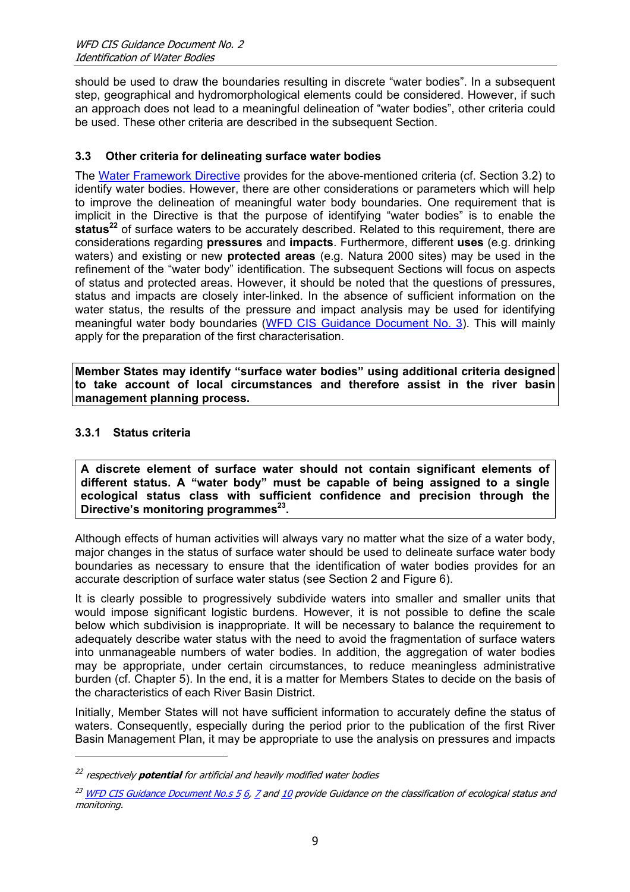should be used to draw the boundaries resulting in discrete "water bodies". In a subsequent step, geographical and hydromorphological elements could be considered. However, if such an approach does not lead to a meaningful delineation of "water bodies", other criteria could be used. These other criteria are described in the subsequent Section.

### 3.3 Other criteria for delineating surface water bodies

The Water Framework Directive provides for the above-mentioned criteria (cf. Section 3.2) to identify water bodies. However, there are other considerations or parameters which will help to improve the delineation of meaningful water body boundaries. One requirement that is implicit in the Directive is that the purpose of identifying "water bodies" is to enable the **status**[22] of surface waters to be accurately described. Related to this requirement, there are considerations regarding **pressures** and **impacts**. Furthermore, different **uses** (e.g. drinking waters) and existing or new **protected areas** (e.g. Natura 2000 sites) may be used in the refinement of the "water body" identification. The subsequent Sections will focus on aspects of status and protected areas. However, it should be noted that the questions of pressures, status and impacts are closely inter-linked. In the absence of sufficient information on the water status, the results of the pressure and impact analysis may be used for identifying meaningful water body boundaries (WFD CIS Guidance Document No. 3). This will mainly apply for the preparation of the first characterisation.

**Member States may identify "surface water bodies" using additional criteria designed to take account of local circumstances and therefore assist in the river basin management planning process.**

#### 3.3.1 Status criteria

**A discrete element of surface water should not contain significant elements of different status. A "water body" must be capable of being assigned to a single ecological status class with sufficient confidence and precision through the Directive's monitoring programmes[23].**

Although effects of human activities will always vary no matter what the size of a water body, major changes in the status of surface water should be used to delineate surface water body boundaries as necessary to ensure that the identification of water bodies provides for an accurate description of surface water status (see Section 2 and Figure 6).

It is clearly possible to progressively subdivide waters into smaller and smaller units that would impose significant logistic burdens. However, it is not possible to define the scale below which subdivision is inappropriate. It will be necessary to balance the requirement to adequately describe water status with the need to avoid the fragmentation of surface waters into unmanageable numbers of water bodies. In addition, the aggregation of water bodies may be appropriate, under certain circumstances, to reduce meaningless administrative burden (cf. Chapter 5). In the end, it is a matter for Members States to decide on the basis of the characteristics of each River Basin District.

Initially, Member States will not have sufficient information to accurately define the status of waters. Consequently, especially during the period prior to the publication of the first River Basin Management Plan, it may be appropriate to use the analysis on pressures and impacts

---

[22] *respectively* ***potential*** *for artificial and heavily modified water bodies*

[23] *WFD CIS Guidance Document No.s 5 6, 7 and 10 provide Guidance on the classification of ecological status and monitoring.*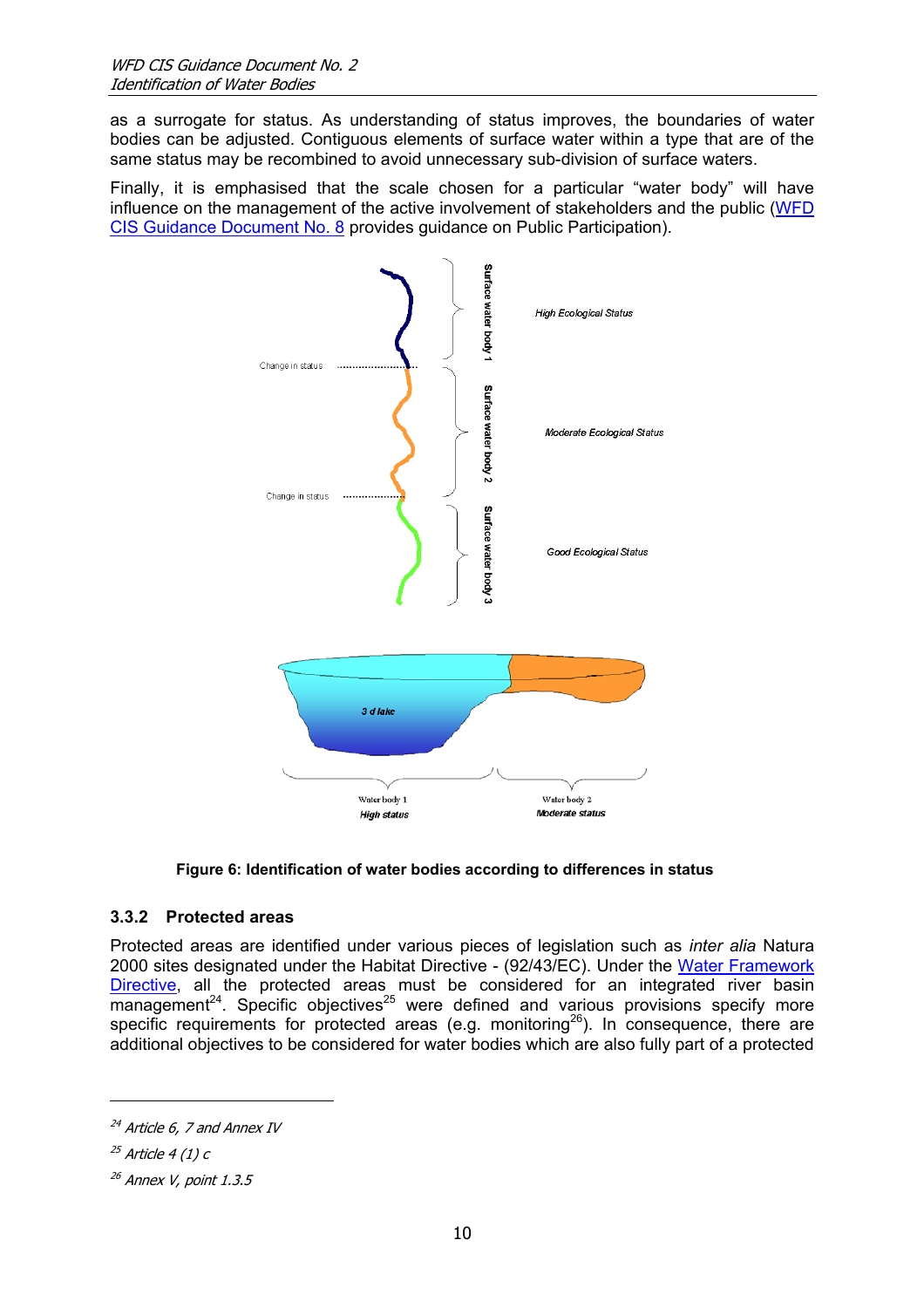as a surrogate for status. As understanding of status improves, the boundaries of water bodies can be adjusted. Contiguous elements of surface water within a type that are of the same status may be recombined to avoid unnecessary sub-division of surface waters.

Finally, it is emphasised that the scale chosen for a particular "water body" will have influence on the management of the active involvement of stakeholders and the public (WFD CIS Guidance Document No. 8 provides guidance on Public Participation).

**Figure 6: Identification of water bodies according to differences in status**

### 3.3.2 Protected areas

Protected areas are identified under various pieces of legislation such as *inter alia* Natura 2000 sites designated under the Habitat Directive - (92/43/EC). Under the Water Framework Directive, all the protected areas must be considered for an integrated river basin management[24]. Specific objectives[25] were defined and various provisions specify more specific requirements for protected areas (e.g. monitoring[26]). In consequence, there are additional objectives to be considered for water bodies which are also fully part of a protected

---

[24] *Article 6, 7 and Annex IV*

[25] *Article 4 (1) c*

[26] *Annex V, point 1.3.5*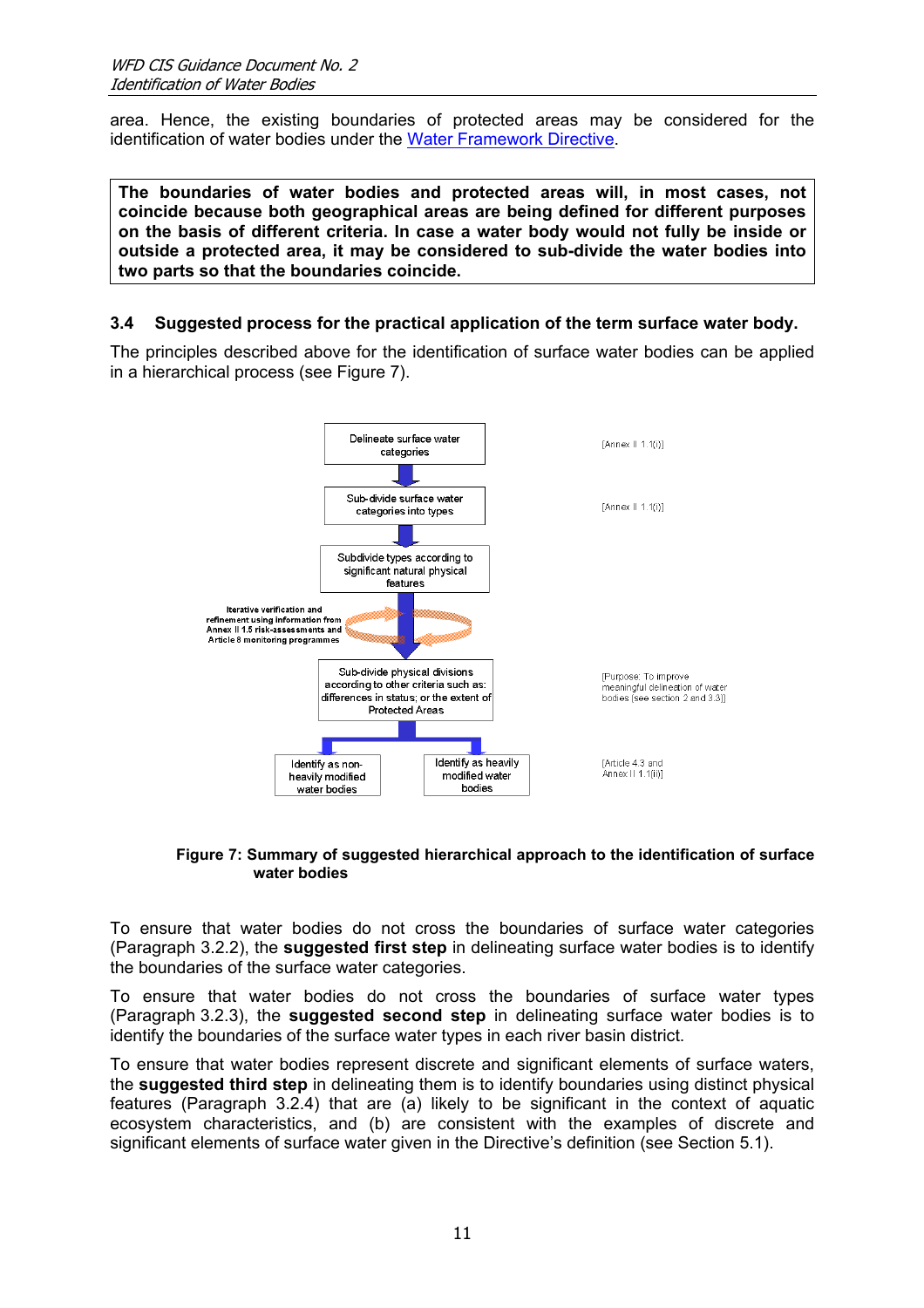area. Hence, the existing boundaries of protected areas may be considered for the identification of water bodies under the Water Framework Directive.

**The boundaries of water bodies and protected areas will, in most cases, not coincide because both geographical areas are being defined for different purposes on the basis of different criteria. In case a water body would not fully be inside or outside a protected area, it may be considered to sub-divide the water bodies into two parts so that the boundaries coincide.**

### 3.4 Suggested process for the practical application of the term surface water body.

The principles described above for the identification of surface water bodies can be applied in a hierarchical process (see Figure 7).

Delineate surface water categories [Annex II 1.1(i)]

Sub-divide surface water categories into types [Annex II 1.1(i)]

Subdivide types according to significant natural physical features

Iterative verification and refinement using information from Annex II 1.5 risk-assessments and Article 8 monitoring programmes

Sub-divide physical divisions according to other criteria such as: differences in status; or the extent of Protected Areas [Purpose: To improve meaningful delineation of water bodies (see section 2 and 3.3)]

Identify as non-heavily modified water bodies | Identify as heavily modified water bodies [Article 4.3 and Annex II 1.1(ii)]

**Figure 7: Summary of suggested hierarchical approach to the identification of surface water bodies**

To ensure that water bodies do not cross the boundaries of surface water categories (Paragraph 3.2.2), the **suggested first step** in delineating surface water bodies is to identify the boundaries of the surface water categories.

To ensure that water bodies do not cross the boundaries of surface water types (Paragraph 3.2.3), the **suggested second step** in delineating surface water bodies is to identify the boundaries of the surface water types in each river basin district.

To ensure that water bodies represent discrete and significant elements of surface waters, the **suggested third step** in delineating them is to identify boundaries using distinct physical features (Paragraph 3.2.4) that are (a) likely to be significant in the context of aquatic ecosystem characteristics, and (b) are consistent with the examples of discrete and significant elements of surface water given in the Directive's definition (see Section 5.1).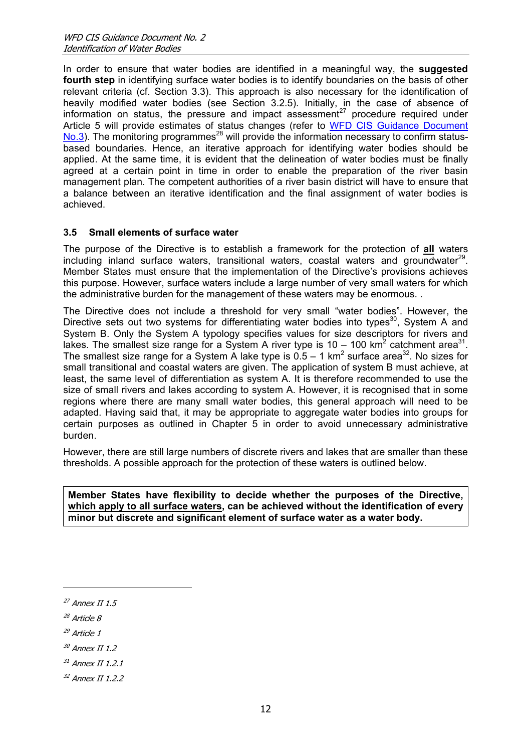In order to ensure that water bodies are identified in a meaningful way, the **suggested fourth step** in identifying surface water bodies is to identify boundaries on the basis of other relevant criteria (cf. Section 3.3). This approach is also necessary for the identification of heavily modified water bodies (see Section 3.2.5). Initially, in the case of absence of information on status, the pressure and impact assessment[27] procedure required under Article 5 will provide estimates of status changes (refer to WFD CIS Guidance Document No.3). The monitoring programmes[28] will provide the information necessary to confirm status-based boundaries. Hence, an iterative approach for identifying water bodies should be applied. At the same time, it is evident that the delineation of water bodies must be finally agreed at a certain point in time in order to enable the preparation of the river basin management plan. The competent authorities of a river basin district will have to ensure that a balance between an iterative identification and the final assignment of water bodies is achieved.

### 3.5 Small elements of surface water

The purpose of the Directive is to establish a framework for the protection of **all** waters including inland surface waters, transitional waters, coastal waters and groundwater[29]. Member States must ensure that the implementation of the Directive's provisions achieves this purpose. However, surface waters include a large number of very small waters for which the administrative burden for the management of these waters may be enormous. .

The Directive does not include a threshold for very small "water bodies". However, the Directive sets out two systems for differentiating water bodies into types[30], System A and System B. Only the System A typology specifies values for size descriptors for rivers and lakes. The smallest size range for a System A river type is 10 – 100 km$^2$ catchment area[31]. The smallest size range for a System A lake type is 0.5 – 1 km$^2$ surface area[32]. No sizes for small transitional and coastal waters are given. The application of system B must achieve, at least, the same level of differentiation as system A. It is therefore recommended to use the size of small rivers and lakes according to system A. However, it is recognised that in some regions where there are many small water bodies, this general approach will need to be adapted. Having said that, it may be appropriate to aggregate water bodies into groups for certain purposes as outlined in Chapter 5 in order to avoid unnecessary administrative burden.

However, there are still large numbers of discrete rivers and lakes that are smaller than these thresholds. A possible approach for the protection of these waters is outlined below.

> **Member States have flexibility to decide whether the purposes of the Directive, which apply to all surface waters, can be achieved without the identification of every minor but discrete and significant element of surface water as a water body.**

---

[27] *Annex II 1.5*

[28] *Article 8*

[29] *Article 1*

[30] *Annex II 1.2*

[31] *Annex II 1.2.1*

[32] *Annex II 1.2.2*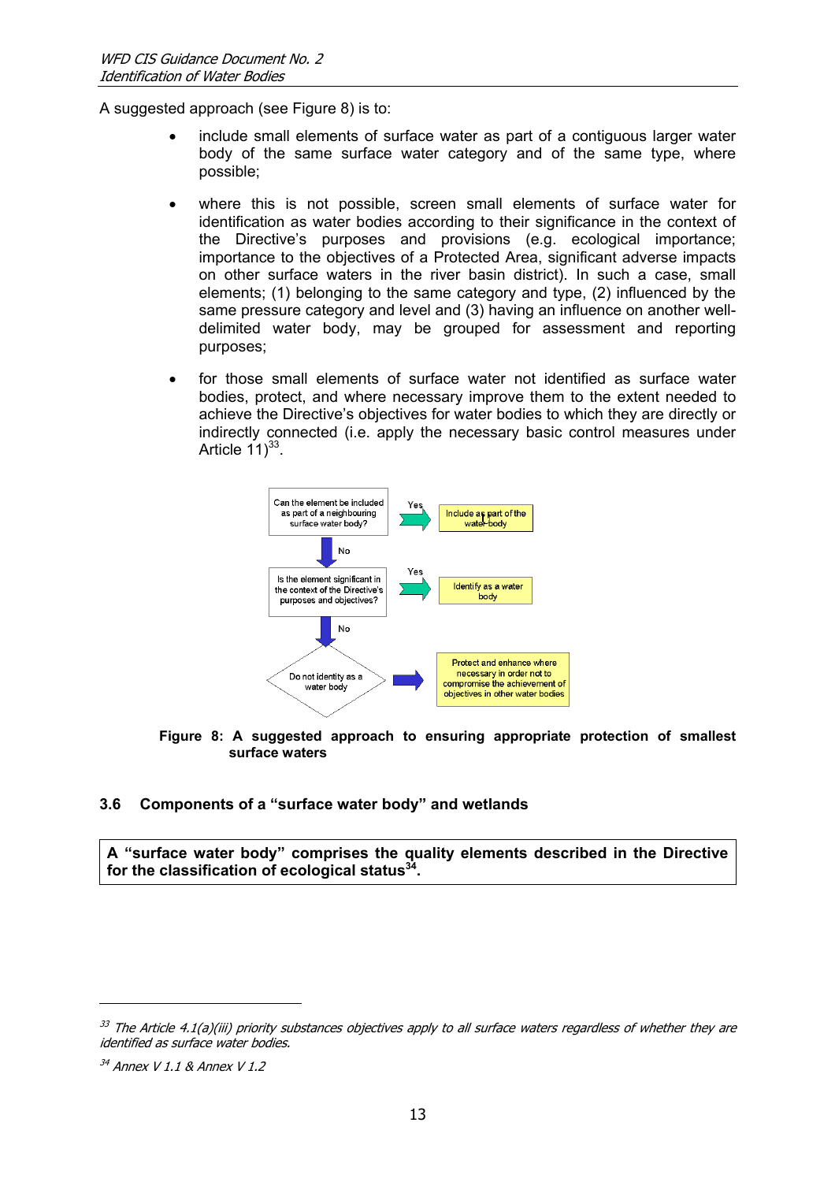A suggested approach (see Figure 8) is to:

- include small elements of surface water as part of a contiguous larger water body of the same surface water category and of the same type, where possible;
- where this is not possible, screen small elements of surface water for identification as water bodies according to their significance in the context of the Directive's purposes and provisions (e.g. ecological importance; importance to the objectives of a Protected Area, significant adverse impacts on other surface waters in the river basin district). In such a case, small elements; (1) belonging to the same category and type, (2) influenced by the same pressure category and level and (3) having an influence on another well-delimited water body, may be grouped for assessment and reporting purposes;
- for those small elements of surface water not identified as surface water bodies, protect, and where necessary improve them to the extent needed to achieve the Directive's objectives for water bodies to which they are directly or indirectly connected (i.e. apply the necessary basic control measures under Article 11)[33].

Can the element be included as part of a neighbouring surface water body? — Yes → Include as part of the water body

No ↓

Is the element significant in the context of the Directive's purposes and objectives? — Yes → Identify as a water body

No ↓

Do not identity as a water body → Protect and enhance where necessary in order not to compromise the achievement of objectives in other water bodies

**Figure 8: A suggested approach to ensuring appropriate protection of smallest surface waters**

### 3.6 Components of a "surface water body" and wetlands

**A "surface water body" comprises the quality elements described in the Directive for the classification of ecological status[34].**

---

[33] *The Article 4.1(a)(iii) priority substances objectives apply to all surface waters regardless of whether they are identified as surface water bodies.*

[34] *Annex V 1.1 & Annex V 1.2*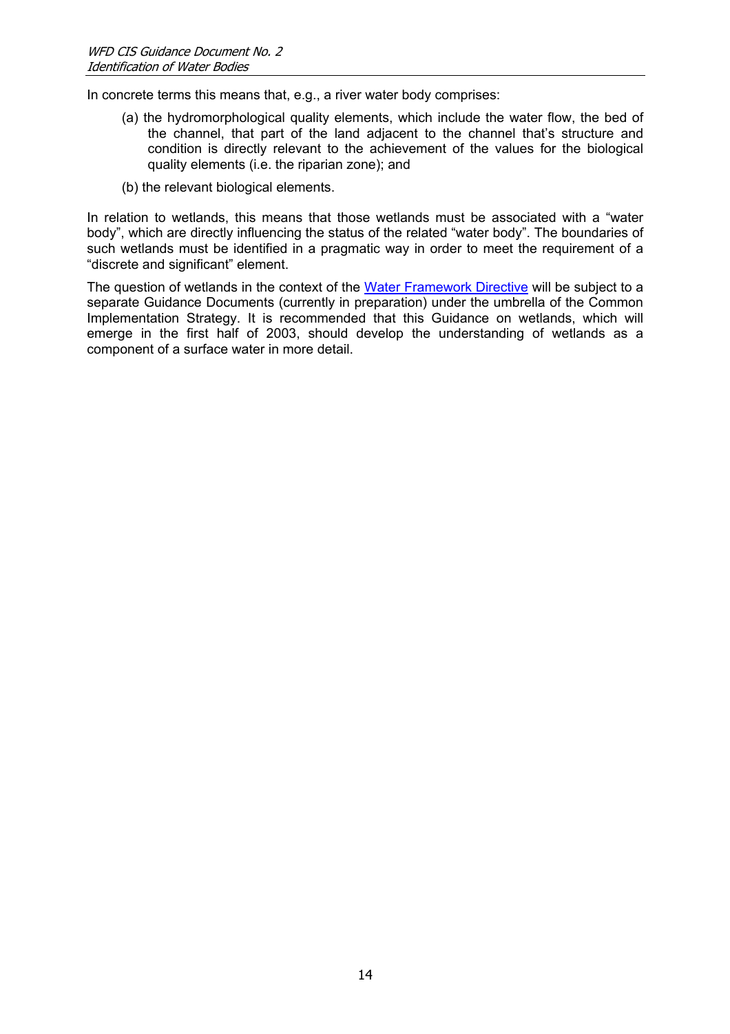In concrete terms this means that, e.g., a river water body comprises:

(a) the hydromorphological quality elements, which include the water flow, the bed of the channel, that part of the land adjacent to the channel that's structure and condition is directly relevant to the achievement of the values for the biological quality elements (i.e. the riparian zone); and

(b) the relevant biological elements.

In relation to wetlands, this means that those wetlands must be associated with a "water body", which are directly influencing the status of the related "water body". The boundaries of such wetlands must be identified in a pragmatic way in order to meet the requirement of a "discrete and significant" element.

The question of wetlands in the context of the Water Framework Directive will be subject to a separate Guidance Documents (currently in preparation) under the umbrella of the Common Implementation Strategy. It is recommended that this Guidance on wetlands, which will emerge in the first half of 2003, should develop the understanding of wetlands as a component of a surface water in more detail.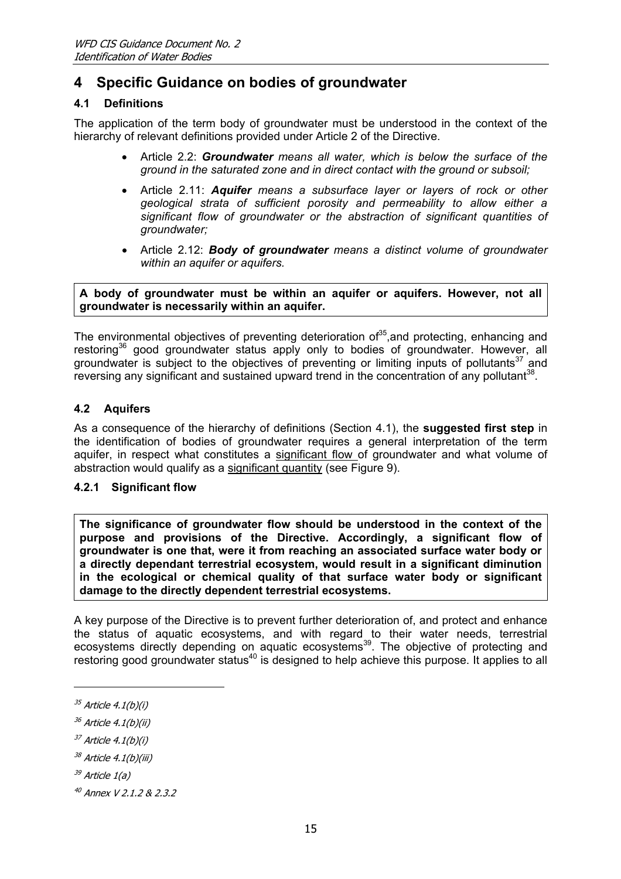# 4 Specific Guidance on bodies of groundwater

## 4.1 Definitions

The application of the term body of groundwater must be understood in the context of the hierarchy of relevant definitions provided under Article 2 of the Directive.

- Article 2.2: ***Groundwater*** *means all water, which is below the surface of the ground in the saturated zone and in direct contact with the ground or subsoil;*
- Article 2.11: ***Aquifer*** *means a subsurface layer or layers of rock or other geological strata of sufficient porosity and permeability to allow either a significant flow of groundwater or the abstraction of significant quantities of groundwater;*
- Article 2.12: ***Body of groundwater*** *means a distinct volume of groundwater within an aquifer or aquifers.*

**A body of groundwater must be within an aquifer or aquifers. However, not all groundwater is necessarily within an aquifer.**

The environmental objectives of preventing deterioration of[35],and protecting, enhancing and restoring[36] good groundwater status apply only to bodies of groundwater. However, all groundwater is subject to the objectives of preventing or limiting inputs of pollutants[37] and reversing any significant and sustained upward trend in the concentration of any pollutant[38].

## 4.2 Aquifers

As a consequence of the hierarchy of definitions (Section 4.1), the **suggested first step** in the identification of bodies of groundwater requires a general interpretation of the term aquifer, in respect what constitutes a significant flow of groundwater and what volume of abstraction would qualify as a significant quantity (see Figure 9).

### 4.2.1 Significant flow

**The significance of groundwater flow should be understood in the context of the purpose and provisions of the Directive. Accordingly, a significant flow of groundwater is one that, were it from reaching an associated surface water body or a directly dependant terrestrial ecosystem, would result in a significant diminution in the ecological or chemical quality of that surface water body or significant damage to the directly dependent terrestrial ecosystems.**

A key purpose of the Directive is to prevent further deterioration of, and protect and enhance the status of aquatic ecosystems, and with regard to their water needs, terrestrial ecosystems directly depending on aquatic ecosystems[39]. The objective of protecting and restoring good groundwater status[40] is designed to help achieve this purpose. It applies to all

[35] *Article 4.1(b)(i)*

[36] *Article 4.1(b)(ii)*

[37] *Article 4.1(b)(i)*

[38] *Article 4.1(b)(iii)*

[39] *Article 1(a)*

[40] *Annex V 2.1.2 & 2.3.2*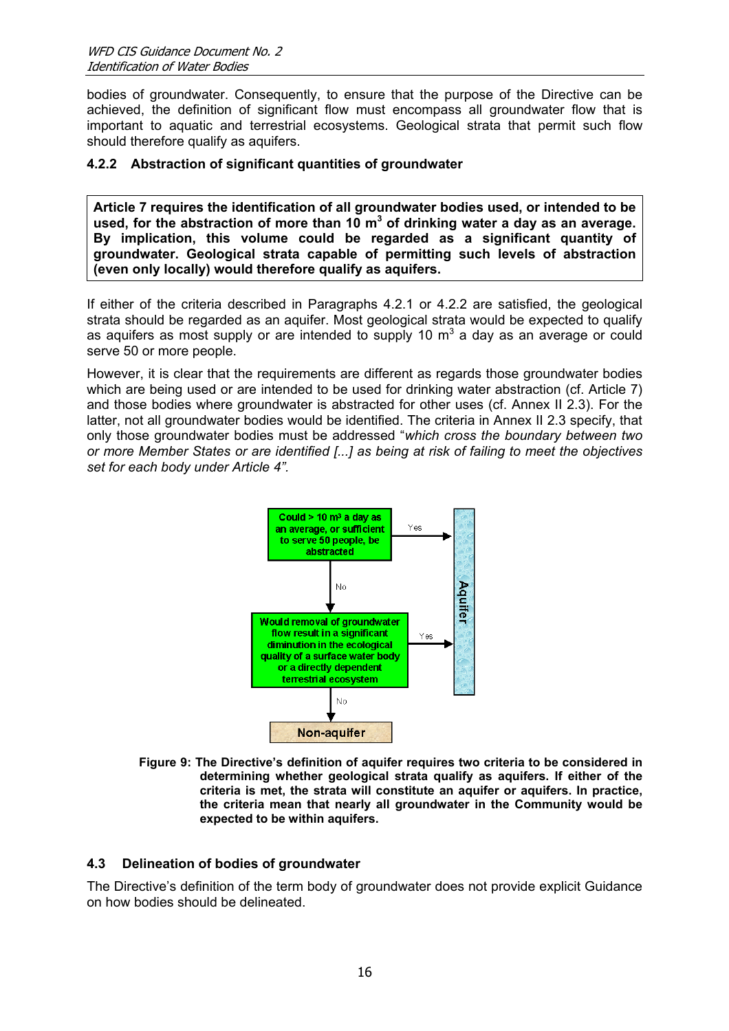bodies of groundwater. Consequently, to ensure that the purpose of the Directive can be achieved, the definition of significant flow must encompass all groundwater flow that is important to aquatic and terrestrial ecosystems. Geological strata that permit such flow should therefore qualify as aquifers.

### 4.2.2 Abstraction of significant quantities of groundwater

**Article 7 requires the identification of all groundwater bodies used, or intended to be used, for the abstraction of more than 10 $m^3$ of drinking water a day as an average. By implication, this volume could be regarded as a significant quantity of groundwater. Geological strata capable of permitting such levels of abstraction (even only locally) would therefore qualify as aquifers.**

If either of the criteria described in Paragraphs 4.2.1 or 4.2.2 are satisfied, the geological strata should be regarded as an aquifer. Most geological strata would be expected to qualify as aquifers as most supply or are intended to supply 10 $m^3$ a day as an average or could serve 50 or more people.

However, it is clear that the requirements are different as regards those groundwater bodies which are being used or are intended to be used for drinking water abstraction (cf. Article 7) and those bodies where groundwater is abstracted for other uses (cf. Annex II 2.3). For the latter, not all groundwater bodies would be identified. The criteria in Annex II 2.3 specify, that only those groundwater bodies must be addressed "*which cross the boundary between two or more Member States or are identified [...] as being at risk of failing to meet the objectives set for each body under Article 4".*

Could > 10 m³ a day as an average, or sufficient to serve 50 people, be abstracted — Yes → Aquifer; No ↓

Would removal of groundwater flow result in a significant diminution in the ecological quality of a surface water body or a directly dependent terrestrial ecosystem — Yes → Aquifer; No ↓

Non-aquifer

**Figure 9: The Directive's definition of aquifer requires two criteria to be considered in determining whether geological strata qualify as aquifers. If either of the criteria is met, the strata will constitute an aquifer or aquifers. In practice, the criteria mean that nearly all groundwater in the Community would be expected to be within aquifers.**

## 4.3 Delineation of bodies of groundwater

The Directive's definition of the term body of groundwater does not provide explicit Guidance on how bodies should be delineated.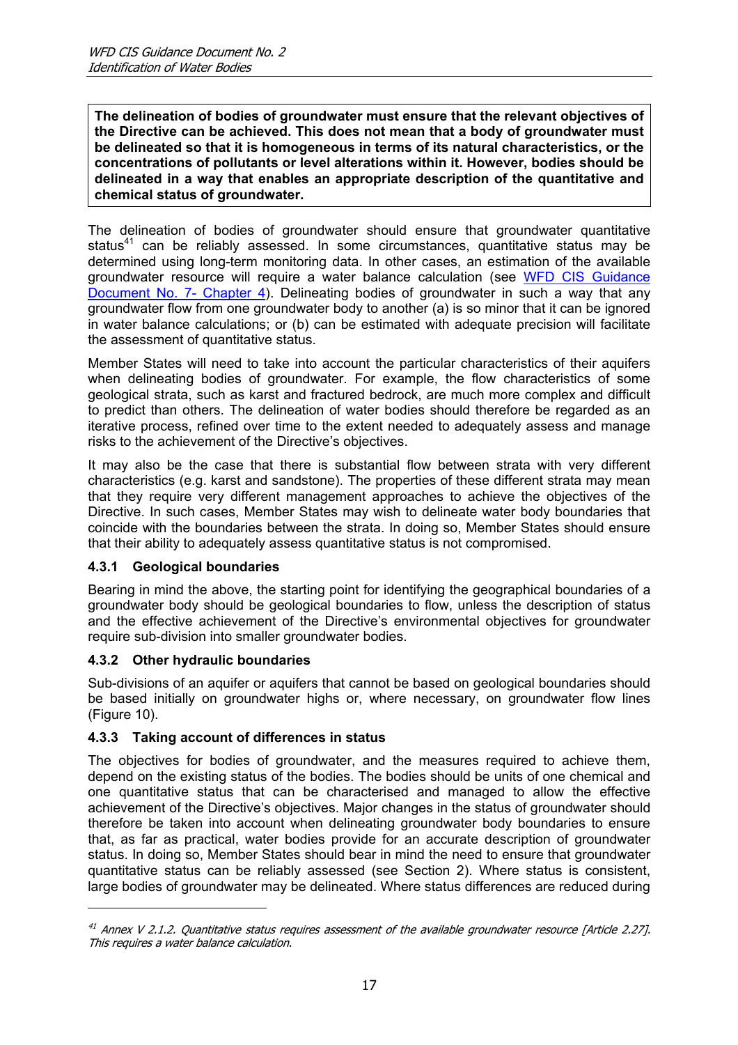**The delineation of bodies of groundwater must ensure that the relevant objectives of the Directive can be achieved. This does not mean that a body of groundwater must be delineated so that it is homogeneous in terms of its natural characteristics, or the concentrations of pollutants or level alterations within it. However, bodies should be delineated in a way that enables an appropriate description of the quantitative and chemical status of groundwater.**

The delineation of bodies of groundwater should ensure that groundwater quantitative status[41] can be reliably assessed. In some circumstances, quantitative status may be determined using long-term monitoring data. In other cases, an estimation of the available groundwater resource will require a water balance calculation (see WFD CIS Guidance Document No. 7- Chapter 4). Delineating bodies of groundwater in such a way that any groundwater flow from one groundwater body to another (a) is so minor that it can be ignored in water balance calculations; or (b) can be estimated with adequate precision will facilitate the assessment of quantitative status.

Member States will need to take into account the particular characteristics of their aquifers when delineating bodies of groundwater. For example, the flow characteristics of some geological strata, such as karst and fractured bedrock, are much more complex and difficult to predict than others. The delineation of water bodies should therefore be regarded as an iterative process, refined over time to the extent needed to adequately assess and manage risks to the achievement of the Directive's objectives.

It may also be the case that there is substantial flow between strata with very different characteristics (e.g. karst and sandstone). The properties of these different strata may mean that they require very different management approaches to achieve the objectives of the Directive. In such cases, Member States may wish to delineate water body boundaries that coincide with the boundaries between the strata. In doing so, Member States should ensure that their ability to adequately assess quantitative status is not compromised.

### 4.3.1 Geological boundaries

Bearing in mind the above, the starting point for identifying the geographical boundaries of a groundwater body should be geological boundaries to flow, unless the description of status and the effective achievement of the Directive's environmental objectives for groundwater require sub-division into smaller groundwater bodies.

### 4.3.2 Other hydraulic boundaries

Sub-divisions of an aquifer or aquifers that cannot be based on geological boundaries should be based initially on groundwater highs or, where necessary, on groundwater flow lines (Figure 10).

### 4.3.3 Taking account of differences in status

The objectives for bodies of groundwater, and the measures required to achieve them, depend on the existing status of the bodies. The bodies should be units of one chemical and one quantitative status that can be characterised and managed to allow the effective achievement of the Directive's objectives. Major changes in the status of groundwater should therefore be taken into account when delineating groundwater body boundaries to ensure that, as far as practical, water bodies provide for an accurate description of groundwater status. In doing so, Member States should bear in mind the need to ensure that groundwater quantitative status can be reliably assessed (see Section 2). Where status is consistent, large bodies of groundwater may be delineated. Where status differences are reduced during

---

[41] *Annex V 2.1.2. Quantitative status requires assessment of the available groundwater resource [Article 2.27]. This requires a water balance calculation.*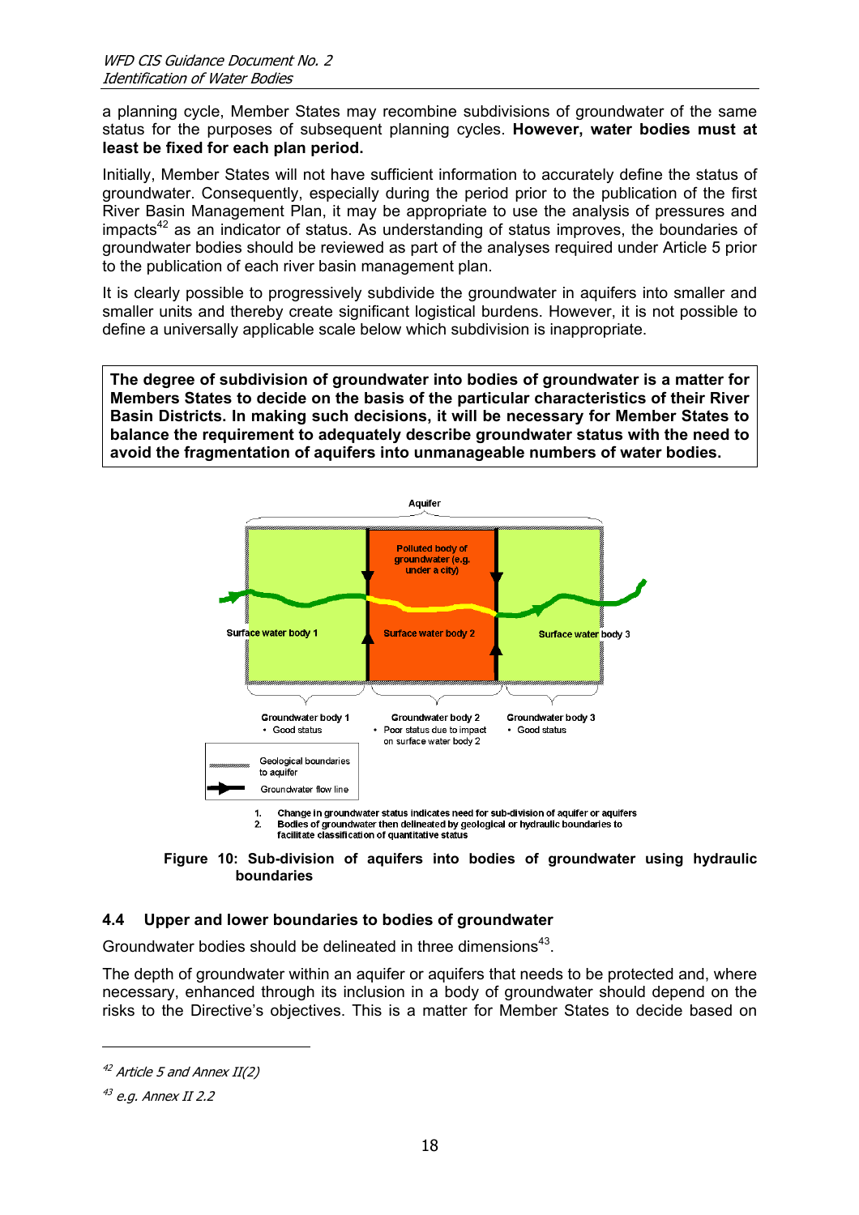a planning cycle, Member States may recombine subdivisions of groundwater of the same status for the purposes of subsequent planning cycles. **However, water bodies must at least be fixed for each plan period.**

Initially, Member States will not have sufficient information to accurately define the status of groundwater. Consequently, especially during the period prior to the publication of the first River Basin Management Plan, it may be appropriate to use the analysis of pressures and impacts[42] as an indicator of status. As understanding of status improves, the boundaries of groundwater bodies should be reviewed as part of the analyses required under Article 5 prior to the publication of each river basin management plan.

It is clearly possible to progressively subdivide the groundwater in aquifers into smaller and smaller units and thereby create significant logistical burdens. However, it is not possible to define a universally applicable scale below which subdivision is inappropriate.

**The degree of subdivision of groundwater into bodies of groundwater is a matter for Members States to decide on the basis of the particular characteristics of their River Basin Districts. In making such decisions, it will be necessary for Member States to balance the requirement to adequately describe groundwater status with the need to avoid the fragmentation of aquifers into unmanageable numbers of water bodies.**

Aquifer

Polluted body of groundwater (e.g. under a city)

Surface water body 1 | Surface water body 2 | Surface water body 3

Groundwater body 1
- Good status

Groundwater body 2
- Poor status due to impact on surface water body 2

Groundwater body 3
- Good status

Geological boundaries to aquifer

Groundwater flow line

1. Change in groundwater status indicates need for sub-division of aquifer or aquifers
2. Bodies of groundwater then delineated by geological or hydraulic boundaries to facilitate classification of quantitative status

**Figure 10: Sub-division of aquifers into bodies of groundwater using hydraulic boundaries**

## 4.4 Upper and lower boundaries to bodies of groundwater

Groundwater bodies should be delineated in three dimensions[43].

The depth of groundwater within an aquifer or aquifers that needs to be protected and, where necessary, enhanced through its inclusion in a body of groundwater should depend on the risks to the Directive's objectives. This is a matter for Member States to decide based on

[42] *Article 5 and Annex II(2)*

[43] *e.g. Annex II 2.2*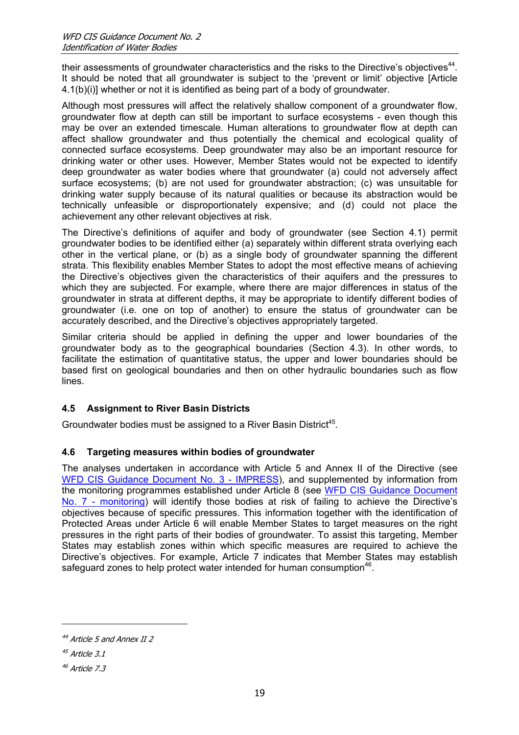their assessments of groundwater characteristics and the risks to the Directive's objectives[44]. It should be noted that all groundwater is subject to the 'prevent or limit' objective [Article 4.1(b)(i)] whether or not it is identified as being part of a body of groundwater.

Although most pressures will affect the relatively shallow component of a groundwater flow, groundwater flow at depth can still be important to surface ecosystems - even though this may be over an extended timescale. Human alterations to groundwater flow at depth can affect shallow groundwater and thus potentially the chemical and ecological quality of connected surface ecosystems. Deep groundwater may also be an important resource for drinking water or other uses. However, Member States would not be expected to identify deep groundwater as water bodies where that groundwater (a) could not adversely affect surface ecosystems; (b) are not used for groundwater abstraction; (c) was unsuitable for drinking water supply because of its natural qualities or because its abstraction would be technically unfeasible or disproportionately expensive; and (d) could not place the achievement any other relevant objectives at risk.

The Directive's definitions of aquifer and body of groundwater (see Section 4.1) permit groundwater bodies to be identified either (a) separately within different strata overlying each other in the vertical plane, or (b) as a single body of groundwater spanning the different strata. This flexibility enables Member States to adopt the most effective means of achieving the Directive's objectives given the characteristics of their aquifers and the pressures to which they are subjected. For example, where there are major differences in status of the groundwater in strata at different depths, it may be appropriate to identify different bodies of groundwater (i.e. one on top of another) to ensure the status of groundwater can be accurately described, and the Directive's objectives appropriately targeted.

Similar criteria should be applied in defining the upper and lower boundaries of the groundwater body as to the geographical boundaries (Section 4.3). In other words, to facilitate the estimation of quantitative status, the upper and lower boundaries should be based first on geological boundaries and then on other hydraulic boundaries such as flow lines.

### 4.5 Assignment to River Basin Districts

Groundwater bodies must be assigned to a River Basin District[45].

### 4.6 Targeting measures within bodies of groundwater

The analyses undertaken in accordance with Article 5 and Annex II of the Directive (see WFD CIS Guidance Document No. 3 - IMPRESS), and supplemented by information from the monitoring programmes established under Article 8 (see WFD CIS Guidance Document No. 7 - monitoring) will identify those bodies at risk of failing to achieve the Directive's objectives because of specific pressures. This information together with the identification of Protected Areas under Article 6 will enable Member States to target measures on the right pressures in the right parts of their bodies of groundwater. To assist this targeting, Member States may establish zones within which specific measures are required to achieve the Directive's objectives. For example, Article 7 indicates that Member States may establish safeguard zones to help protect water intended for human consumption[46].

---

[44] *Article 5 and Annex II 2*

[45] *Article 3.1*

[46] *Article 7.3*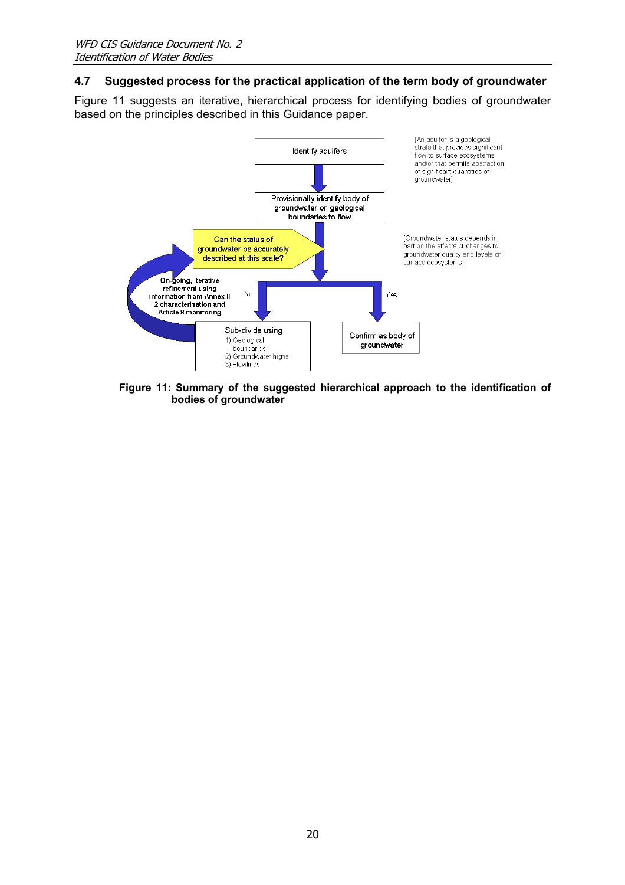## 4.7 Suggested process for the practical application of the term body of groundwater

Figure 11 suggests an iterative, hierarchical process for identifying bodies of groundwater based on the principles described in this Guidance paper.

Identify aquifers

[An aquifer is a geological strata that provides significant flow to surface ecosystems and/or that permits abstraction of significant quantities of groundwater]

Provisionally identify body of groundwater on geological boundaries to flow

Can the status of groundwater be accurately described at this scale?

[Groundwater status depends in part on the effects of changes to groundwater quality and levels on surface ecosystems]

No

Yes

Sub-divide using
1) Geological boundaries
2) Groundwater highs
3) Flowlines

Confirm as body of groundwater

On-going, iterative refinement using information from Annex II 2 characterisation and Article 8 monitoring

**Figure 11: Summary of the suggested hierarchical approach to the identification of bodies of groundwater**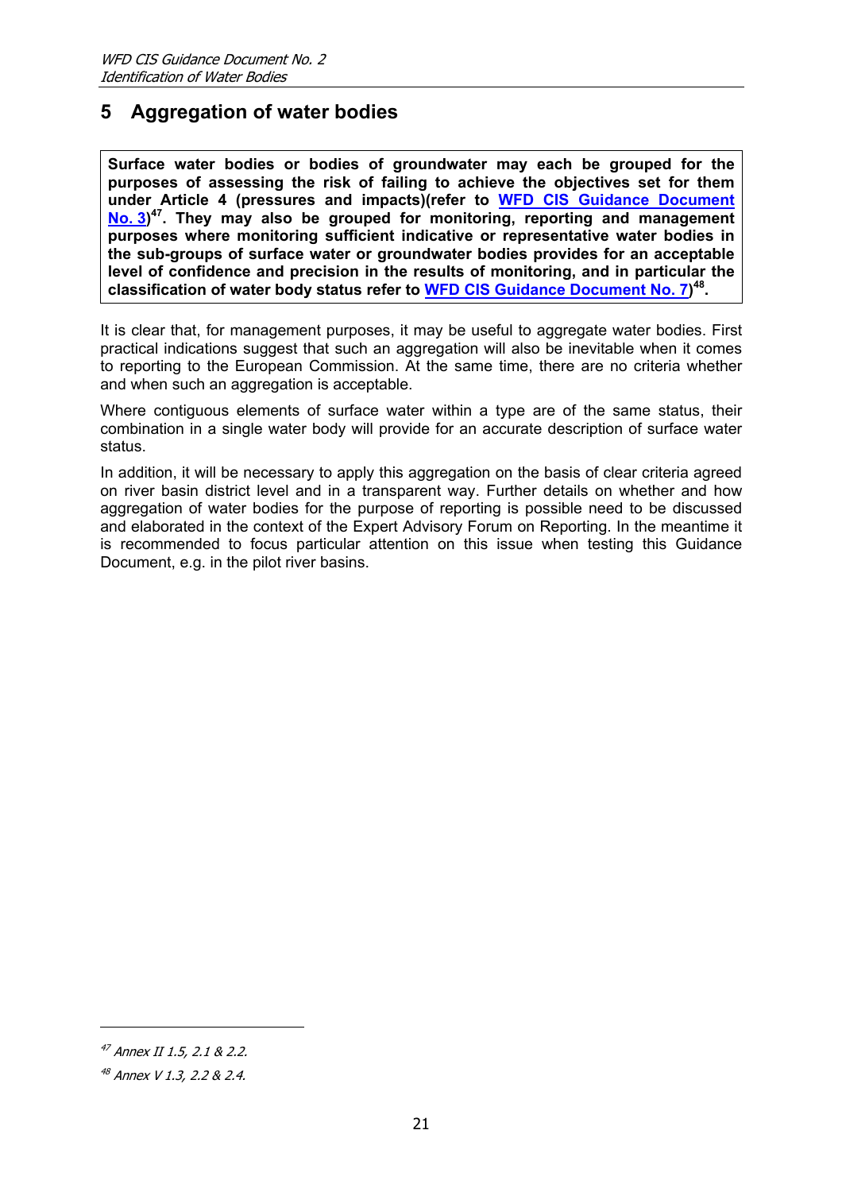# 5 Aggregation of water bodies

**Surface water bodies or bodies of groundwater may each be grouped for the purposes of assessing the risk of failing to achieve the objectives set for them under Article 4 (pressures and impacts)(refer to WFD CIS Guidance Document No. 3)[47]. They may also be grouped for monitoring, reporting and management purposes where monitoring sufficient indicative or representative water bodies in the sub-groups of surface water or groundwater bodies provides for an acceptable level of confidence and precision in the results of monitoring, and in particular the classification of water body status refer to WFD CIS Guidance Document No. 7)[48].**

It is clear that, for management purposes, it may be useful to aggregate water bodies. First practical indications suggest that such an aggregation will also be inevitable when it comes to reporting to the European Commission. At the same time, there are no criteria whether and when such an aggregation is acceptable.

Where contiguous elements of surface water within a type are of the same status, their combination in a single water body will provide for an accurate description of surface water status.

In addition, it will be necessary to apply this aggregation on the basis of clear criteria agreed on river basin district level and in a transparent way. Further details on whether and how aggregation of water bodies for the purpose of reporting is possible need to be discussed and elaborated in the context of the Expert Advisory Forum on Reporting. In the meantime it is recommended to focus particular attention on this issue when testing this Guidance Document, e.g. in the pilot river basins.

---

[47] *Annex II 1.5, 2.1 & 2.2.*

[48] *Annex V 1.3, 2.2 & 2.4.*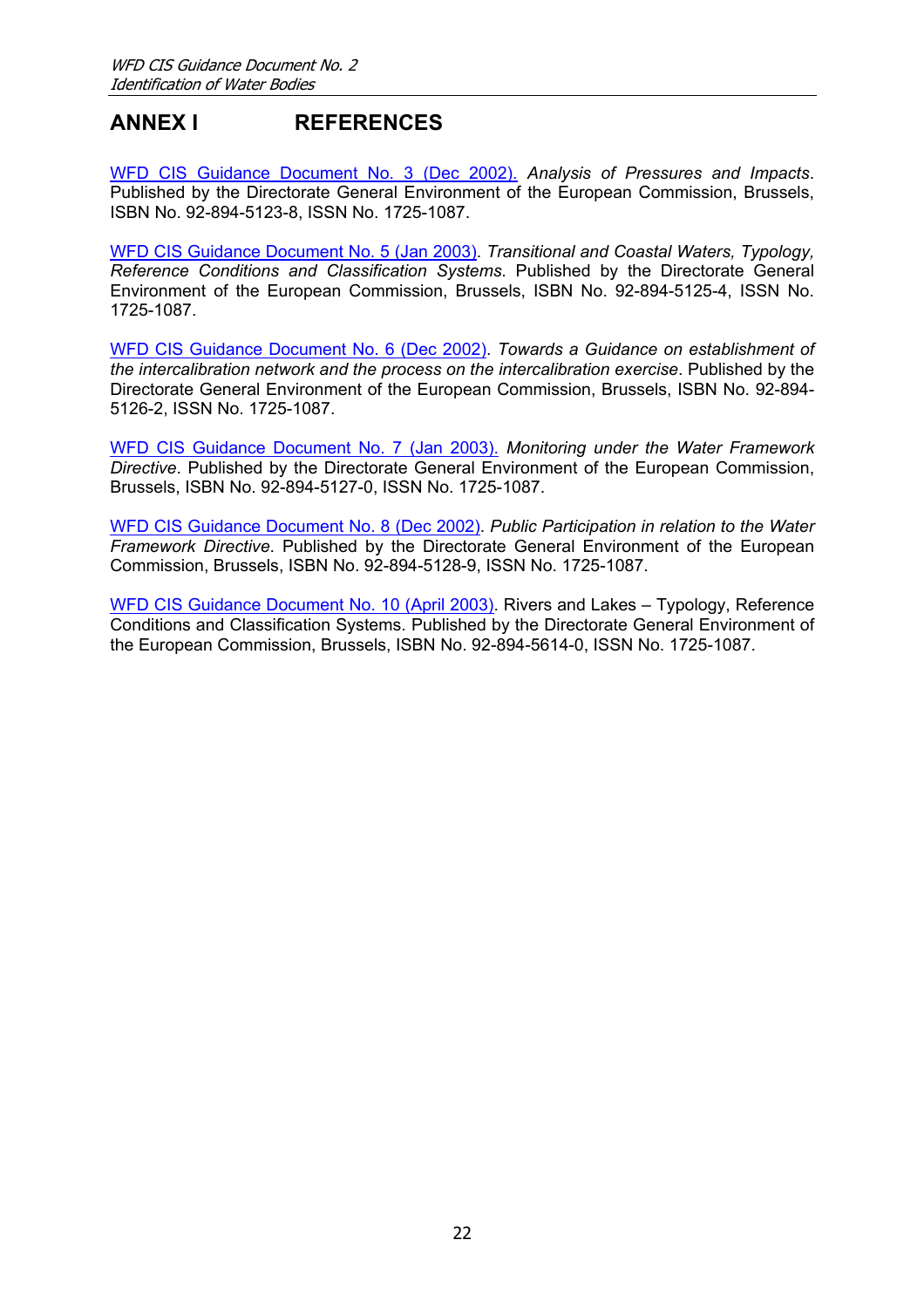# ANNEX I REFERENCES

WFD CIS Guidance Document No. 3 (Dec 2002). *Analysis of Pressures and Impacts*. Published by the Directorate General Environment of the European Commission, Brussels, ISBN No. 92-894-5123-8, ISSN No. 1725-1087.

WFD CIS Guidance Document No. 5 (Jan 2003). *Transitional and Coastal Waters, Typology, Reference Conditions and Classification Systems*. Published by the Directorate General Environment of the European Commission, Brussels, ISBN No. 92-894-5125-4, ISSN No. 1725-1087.

WFD CIS Guidance Document No. 6 (Dec 2002). *Towards a Guidance on establishment of the intercalibration network and the process on the intercalibration exercise*. Published by the Directorate General Environment of the European Commission, Brussels, ISBN No. 92-894-5126-2, ISSN No. 1725-1087.

WFD CIS Guidance Document No. 7 (Jan 2003). *Monitoring under the Water Framework Directive*. Published by the Directorate General Environment of the European Commission, Brussels, ISBN No. 92-894-5127-0, ISSN No. 1725-1087.

WFD CIS Guidance Document No. 8 (Dec 2002). *Public Participation in relation to the Water Framework Directive*. Published by the Directorate General Environment of the European Commission, Brussels, ISBN No. 92-894-5128-9, ISSN No. 1725-1087.

WFD CIS Guidance Document No. 10 (April 2003). Rivers and Lakes – Typology, Reference Conditions and Classification Systems. Published by the Directorate General Environment of the European Commission, Brussels, ISBN No. 92-894-5614-0, ISSN No. 1725-1087.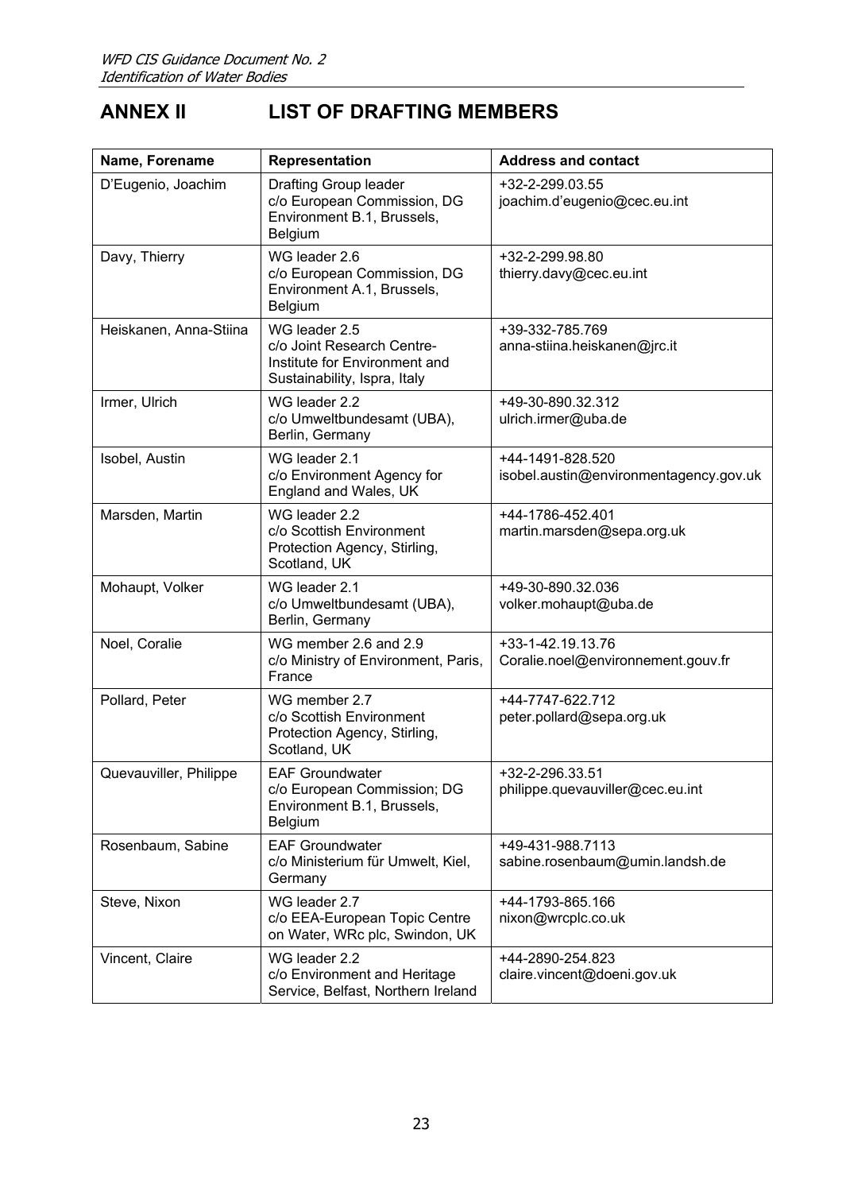# ANNEX II LIST OF DRAFTING MEMBERS

| Name, Forename | Representation | Address and contact |
|---|---|---|
| D'Eugenio, Joachim | Drafting Group leader c/o European Commission, DG Environment B.1, Brussels, Belgium | +32-2-299.03.55 joachim.d'eugenio@cec.eu.int |
| Davy, Thierry | WG leader 2.6 c/o European Commission, DG Environment A.1, Brussels, Belgium | +32-2-299.98.80 thierry.davy@cec.eu.int |
| Heiskanen, Anna-Stiina | WG leader 2.5 c/o Joint Research Centre-Institute for Environment and Sustainability, Ispra, Italy | +39-332-785.769 anna-stiina.heiskanen@jrc.it |
| Irmer, Ulrich | WG leader 2.2 c/o Umweltbundesamt (UBA), Berlin, Germany | +49-30-890.32.312 ulrich.irmer@uba.de |
| Isobel, Austin | WG leader 2.1 c/o Environment Agency for England and Wales, UK | +44-1491-828.520 isobel.austin@environmentagency.gov.uk |
| Marsden, Martin | WG leader 2.2 c/o Scottish Environment Protection Agency, Stirling, Scotland, UK | +44-1786-452.401 martin.marsden@sepa.org.uk |
| Mohaupt, Volker | WG leader 2.1 c/o Umweltbundesamt (UBA), Berlin, Germany | +49-30-890.32.036 volker.mohaupt@uba.de |
| Noel, Coralie | WG member 2.6 and 2.9 c/o Ministry of Environment, Paris, France | +33-1-42.19.13.76 Coralie.noel@environnement.gouv.fr |
| Pollard, Peter | WG member 2.7 c/o Scottish Environment Protection Agency, Stirling, Scotland, UK | +44-7747-622.712 peter.pollard@sepa.org.uk |
| Quevauviller, Philippe | EAF Groundwater c/o European Commission; DG Environment B.1, Brussels, Belgium | +32-2-296.33.51 philippe.quevauviller@cec.eu.int |
| Rosenbaum, Sabine | EAF Groundwater c/o Ministerium für Umwelt, Kiel, Germany | +49-431-988.7113 sabine.rosenbaum@umin.landsh.de |
| Steve, Nixon | WG leader 2.7 c/o EEA-European Topic Centre on Water, WRc plc, Swindon, UK | +44-1793-865.166 nixon@wrcplc.co.uk |
| Vincent, Claire | WG leader 2.2 c/o Environment and Heritage Service, Belfast, Northern Ireland | +44-2890-254.823 claire.vincent@doeni.gov.uk |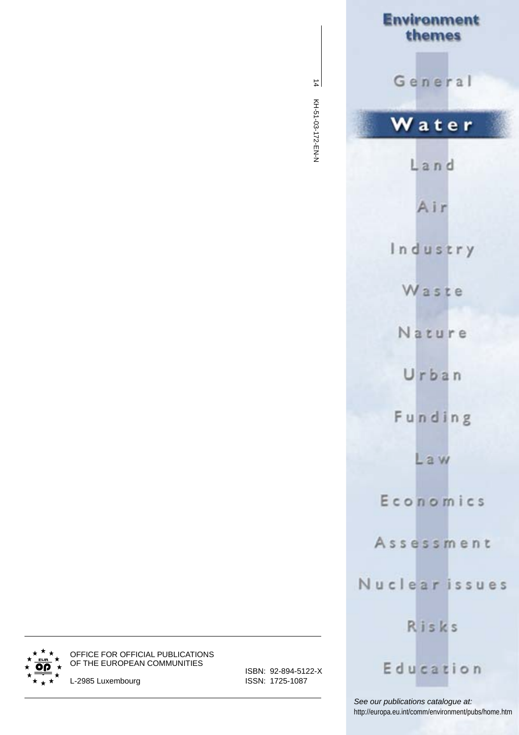14

KH-51-03-172-EN-N

## Environment themes

General

**Water**

Land

Air

Industry

Waste

Nature

Urban

Funding

Law

Economics

Assessment

Nuclear issues

Risks

Education

OFFICE FOR OFFICIAL PUBLICATIONS OF THE EUROPEAN COMMUNITIES

L-2985 Luxembourg

ISBN: 92-894-5122-X
ISSN: 1725-1087

*See our publications catalogue at:*
http://europa.eu.int/comm/environment/pubs/home.htm